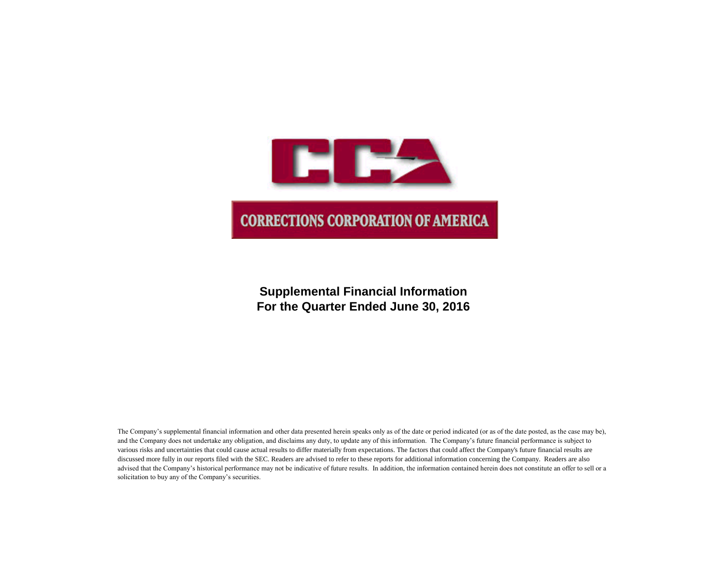CORRECTIONS CORPORATION OF AMERICA

# Supplemental Financial Information
# For the Quarter Ended June 30, 2016

The Company's supplemental financial information and other data presented herein speaks only as of the date or period indicated (or as of the date posted, as the case may be), and the Company does not undertake any obligation, and disclaims any duty, to update any of this information. The Company's future financial performance is subject to various risks and uncertainties that could cause actual results to differ materially from expectations. The factors that could affect the Company's future financial results are discussed more fully in our reports filed with the SEC. Readers are advised to refer to these reports for additional information concerning the Company. Readers are also advised that the Company's historical performance may not be indicative of future results. In addition, the information contained herein does not constitute an offer to sell or a solicitation to buy any of the Company's securities.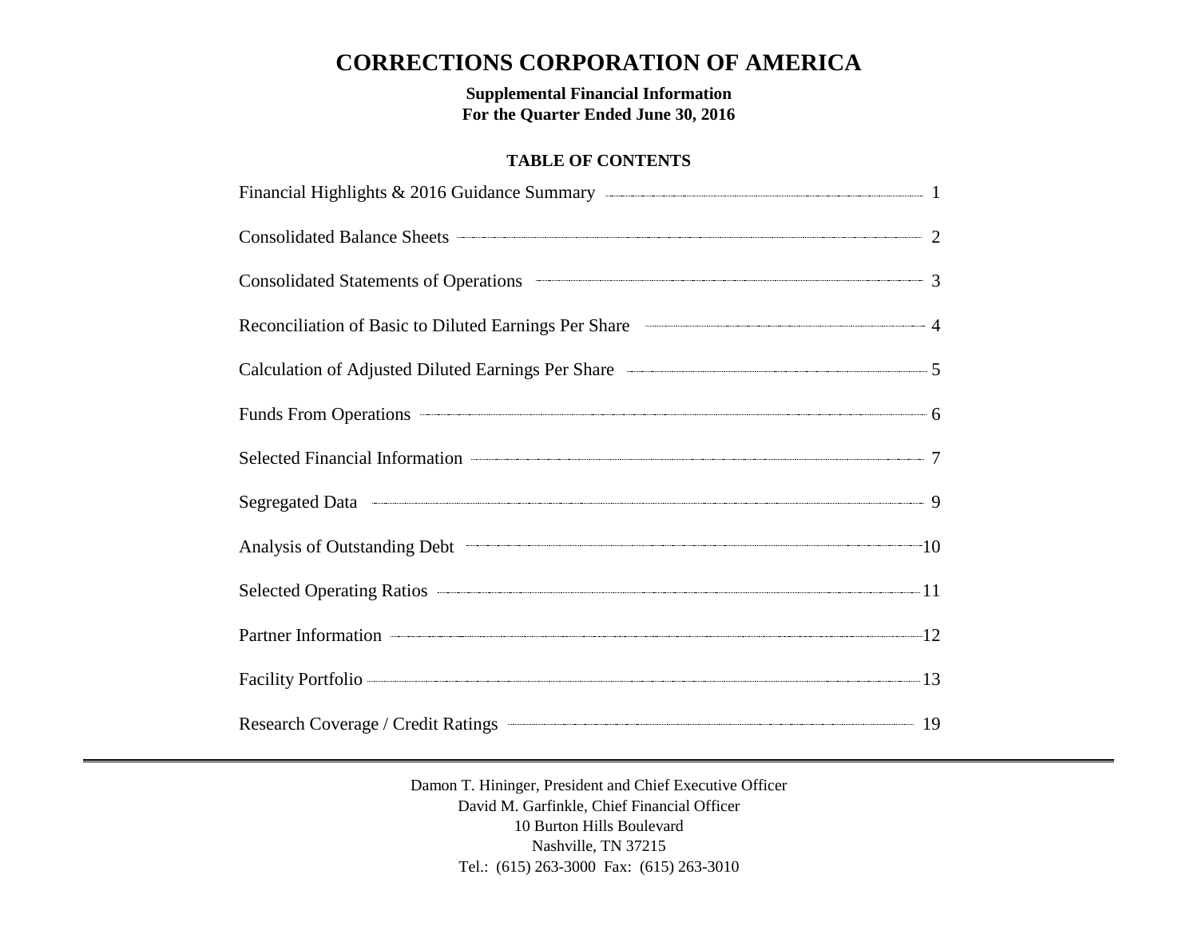# CORRECTIONS CORPORATION OF AMERICA

**Supplemental Financial Information**
**For the Quarter Ended June 30, 2016**

## TABLE OF CONTENTS

| Section | Page |
|---|---|
| Financial Highlights & 2016 Guidance Summary | 1 |
| Consolidated Balance Sheets | 2 |
| Consolidated Statements of Operations | 3 |
| Reconciliation of Basic to Diluted Earnings Per Share | 4 |
| Calculation of Adjusted Diluted Earnings Per Share | 5 |
| Funds From Operations | 6 |
| Selected Financial Information | 7 |
| Segregated Data | 9 |
| Analysis of Outstanding Debt | 10 |
| Selected Operating Ratios | 11 |
| Partner Information | 12 |
| Facility Portfolio | 13 |
| Research Coverage / Credit Ratings | 19 |

---

Damon T. Hininger, President and Chief Executive Officer
David M. Garfinkle, Chief Financial Officer
10 Burton Hills Boulevard
Nashville, TN 37215
Tel.: (615) 263-3000 Fax: (615) 263-3010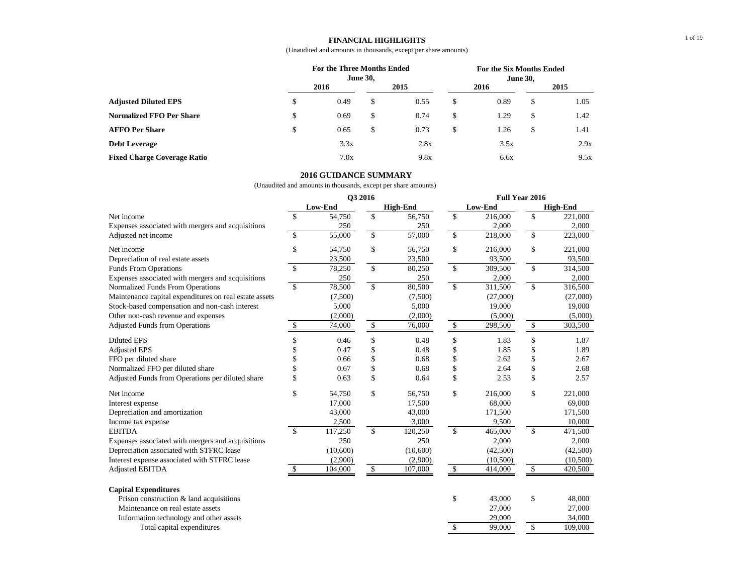## FINANCIAL HIGHLIGHTS

(Unaudited and amounts in thousands, except per share amounts)

| | For the Three Months Ended June 30, | | For the Six Months Ended June 30, | |
|---|---|---|---|---|
| | 2016 | 2015 | 2016 | 2015 |
| **Adjusted Diluted EPS** | $ 0.49 | $ 0.55 | $ 0.89 | $ 1.05 |
| **Normalized FFO Per Share** | $ 0.69 | $ 0.74 | $ 1.29 | $ 1.42 |
| **AFFO Per Share** | $ 0.65 | $ 0.73 | $ 1.26 | $ 1.41 |
| **Debt Leverage** | 3.3x | 2.8x | 3.5x | 2.9x |
| **Fixed Charge Coverage Ratio** | 7.0x | 9.8x | 6.6x | 9.5x |

## 2016 GUIDANCE SUMMARY

(Unaudited and amounts in thousands, except per share amounts)

| | Q3 2016 | | Full Year 2016 | |
|---|---|---|---|---|
| | Low-End | High-End | Low-End | High-End |
| Net income | $ 54,750 | $ 56,750 | $ 216,000 | $ 221,000 |
| Expenses associated with mergers and acquisitions | 250 | 250 | 2,000 | 2,000 |
| Adjusted net income | $ 55,000 | $ 57,000 | $ 218,000 | $ 223,000 |
| | | | | |
| Net income | $ 54,750 | $ 56,750 | $ 216,000 | $ 221,000 |
| Depreciation of real estate assets | 23,500 | 23,500 | 93,500 | 93,500 |
| Funds From Operations | $ 78,250 | $ 80,250 | $ 309,500 | $ 314,500 |
| Expenses associated with mergers and acquisitions | 250 | 250 | 2,000 | 2,000 |
| Normalized Funds From Operations | $ 78,500 | $ 80,500 | $ 311,500 | $ 316,500 |
| Maintenance capital expenditures on real estate assets | (7,500) | (7,500) | (27,000) | (27,000) |
| Stock-based compensation and non-cash interest | 5,000 | 5,000 | 19,000 | 19,000 |
| Other non-cash revenue and expenses | (2,000) | (2,000) | (5,000) | (5,000) |
| Adjusted Funds from Operations | $ 74,000 | $ 76,000 | $ 298,500 | $ 303,500 |
| | | | | |
| Diluted EPS | $ 0.46 | $ 0.48 | $ 1.83 | $ 1.87 |
| Adjusted EPS | $ 0.47 | $ 0.48 | $ 1.85 | $ 1.89 |
| FFO per diluted share | $ 0.66 | $ 0.68 | $ 2.62 | $ 2.67 |
| Normalized FFO per diluted share | $ 0.67 | $ 0.68 | $ 2.64 | $ 2.68 |
| Adjusted Funds from Operations per diluted share | $ 0.63 | $ 0.64 | $ 2.53 | $ 2.57 |
| | | | | |
| Net income | $ 54,750 | $ 56,750 | $ 216,000 | $ 221,000 |
| Interest expense | 17,000 | 17,500 | 68,000 | 69,000 |
| Depreciation and amortization | 43,000 | 43,000 | 171,500 | 171,500 |
| Income tax expense | 2,500 | 3,000 | 9,500 | 10,000 |
| EBITDA | $ 117,250 | $ 120,250 | $ 465,000 | $ 471,500 |
| Expenses associated with mergers and acquisitions | 250 | 250 | 2,000 | 2,000 |
| Depreciation associated with STFRC lease | (10,600) | (10,600) | (42,500) | (42,500) |
| Interest expense associated with STFRC lease | (2,900) | (2,900) | (10,500) | (10,500) |
| Adjusted EBITDA | $ 104,000 | $ 107,000 | $ 414,000 | $ 420,500 |
| | | | | |
| **Capital Expenditures** | | | | |
| Prison construction & land acquisitions | | | $ 43,000 | $ 48,000 |
| Maintenance on real estate assets | | | 27,000 | 27,000 |
| Information technology and other assets | | | 29,000 | 34,000 |
| Total capital expenditures | | | $ 99,000 | $ 109,000 |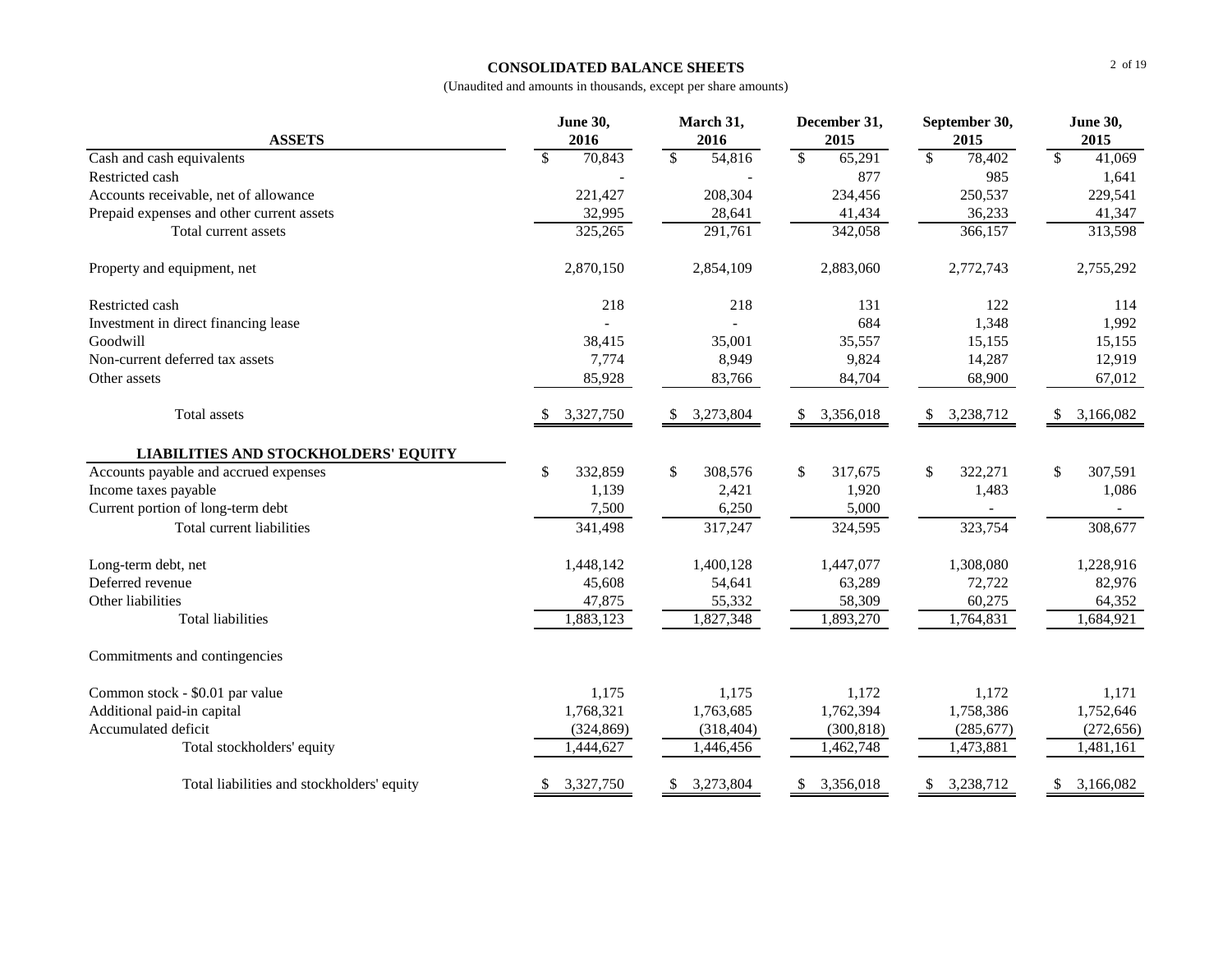**CONSOLIDATED BALANCE SHEETS**

(Unaudited and amounts in thousands, except per share amounts)

| ASSETS | June 30, 2016 | March 31, 2016 | December 31, 2015 | September 30, 2015 | June 30, 2015 |
|---|---|---|---|---|---|
| Cash and cash equivalents | $ 70,843 | $ 54,816 | $ 65,291 | $ 78,402 | $ 41,069 |
| Restricted cash | - | - | 877 | 985 | 1,641 |
| Accounts receivable, net of allowance | 221,427 | 208,304 | 234,456 | 250,537 | 229,541 |
| Prepaid expenses and other current assets | 32,995 | 28,641 | 41,434 | 36,233 | 41,347 |
| Total current assets | 325,265 | 291,761 | 342,058 | 366,157 | 313,598 |
| | | | | | |
| Property and equipment, net | 2,870,150 | 2,854,109 | 2,883,060 | 2,772,743 | 2,755,292 |
| | | | | | |
| Restricted cash | 218 | 218 | 131 | 122 | 114 |
| Investment in direct financing lease | - | - | 684 | 1,348 | 1,992 |
| Goodwill | 38,415 | 35,001 | 35,557 | 15,155 | 15,155 |
| Non-current deferred tax assets | 7,774 | 8,949 | 9,824 | 14,287 | 12,919 |
| Other assets | 85,928 | 83,766 | 84,704 | 68,900 | 67,012 |
| | | | | | |
| Total assets | $ 3,327,750 | $ 3,273,804 | $ 3,356,018 | $ 3,238,712 | $ 3,166,082 |
| | | | | | |
| **LIABILITIES AND STOCKHOLDERS' EQUITY** | | | | | |
| Accounts payable and accrued expenses | $ 332,859 | $ 308,576 | $ 317,675 | $ 322,271 | $ 307,591 |
| Income taxes payable | 1,139 | 2,421 | 1,920 | 1,483 | 1,086 |
| Current portion of long-term debt | 7,500 | 6,250 | 5,000 | - | - |
| Total current liabilities | 341,498 | 317,247 | 324,595 | 323,754 | 308,677 |
| | | | | | |
| Long-term debt, net | 1,448,142 | 1,400,128 | 1,447,077 | 1,308,080 | 1,228,916 |
| Deferred revenue | 45,608 | 54,641 | 63,289 | 72,722 | 82,976 |
| Other liabilities | 47,875 | 55,332 | 58,309 | 60,275 | 64,352 |
| Total liabilities | 1,883,123 | 1,827,348 | 1,893,270 | 1,764,831 | 1,684,921 |
| | | | | | |
| Commitments and contingencies | | | | | |
| | | | | | |
| Common stock - $0.01 par value | 1,175 | 1,175 | 1,172 | 1,172 | 1,171 |
| Additional paid-in capital | 1,768,321 | 1,763,685 | 1,762,394 | 1,758,386 | 1,752,646 |
| Accumulated deficit | (324,869) | (318,404) | (300,818) | (285,677) | (272,656) |
| Total stockholders' equity | 1,444,627 | 1,446,456 | 1,462,748 | 1,473,881 | 1,481,161 |
| | | | | | |
| Total liabilities and stockholders' equity | $ 3,327,750 | $ 3,273,804 | $ 3,356,018 | $ 3,238,712 | $ 3,166,082 |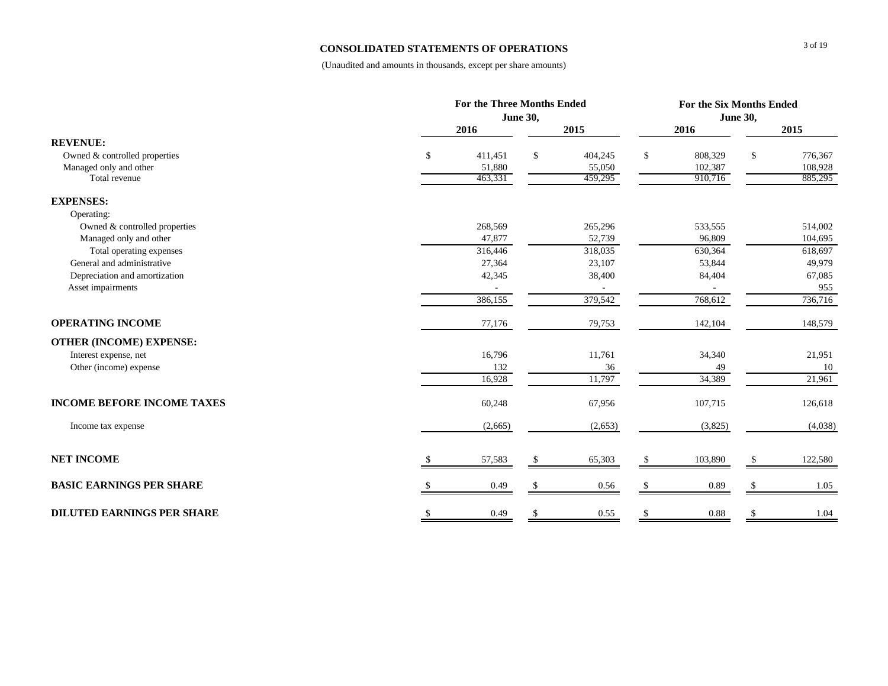## CONSOLIDATED STATEMENTS OF OPERATIONS

(Unaudited and amounts in thousands, except per share amounts)

| | For the Three Months Ended June 30, | | For the Six Months Ended June 30, | |
|---|---|---|---|---|
| | 2016 | 2015 | 2016 | 2015 |
| **REVENUE:** | | | | |
| Owned & controlled properties | $ 411,451 | $ 404,245 | $ 808,329 | $ 776,367 |
| Managed only and other | 51,880 | 55,050 | 102,387 | 108,928 |
| Total revenue | 463,331 | 459,295 | 910,716 | 885,295 |
| **EXPENSES:** | | | | |
| Operating: | | | | |
| Owned & controlled properties | 268,569 | 265,296 | 533,555 | 514,002 |
| Managed only and other | 47,877 | 52,739 | 96,809 | 104,695 |
| Total operating expenses | 316,446 | 318,035 | 630,364 | 618,697 |
| General and administrative | 27,364 | 23,107 | 53,844 | 49,979 |
| Depreciation and amortization | 42,345 | 38,400 | 84,404 | 67,085 |
| Asset impairments | - | - | - | 955 |
| | 386,155 | 379,542 | 768,612 | 736,716 |
| **OPERATING INCOME** | 77,176 | 79,753 | 142,104 | 148,579 |
| **OTHER (INCOME) EXPENSE:** | | | | |
| Interest expense, net | 16,796 | 11,761 | 34,340 | 21,951 |
| Other (income) expense | 132 | 36 | 49 | 10 |
| | 16,928 | 11,797 | 34,389 | 21,961 |
| **INCOME BEFORE INCOME TAXES** | 60,248 | 67,956 | 107,715 | 126,618 |
| Income tax expense | (2,665) | (2,653) | (3,825) | (4,038) |
| **NET INCOME** | $ 57,583 | $ 65,303 | $ 103,890 | $ 122,580 |
| **BASIC EARNINGS PER SHARE** | $ 0.49 | $ 0.56 | $ 0.89 | $ 1.05 |
| **DILUTED EARNINGS PER SHARE** | $ 0.49 | $ 0.55 | $ 0.88 | $ 1.04 |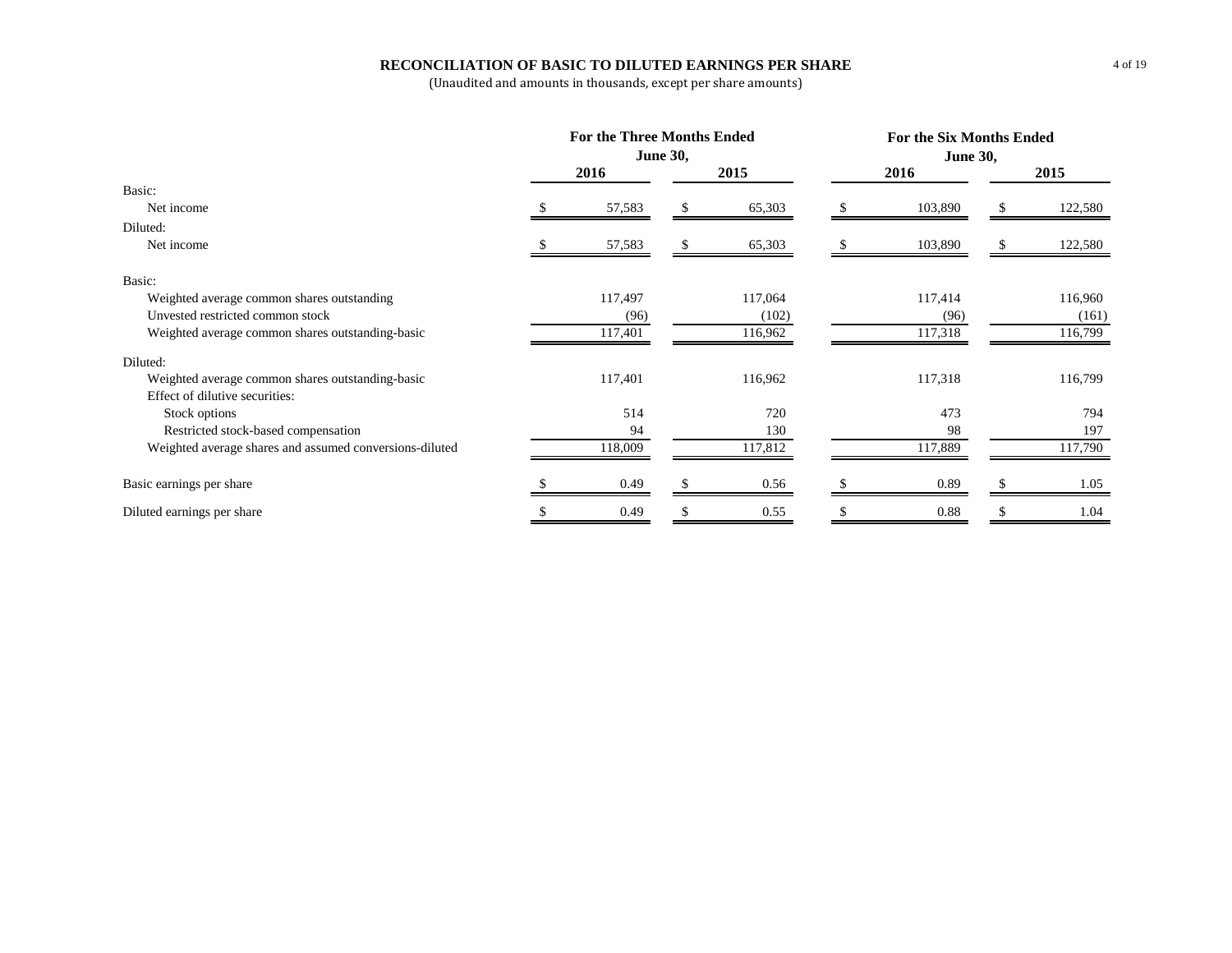## RECONCILIATION OF BASIC TO DILUTED EARNINGS PER SHARE

(Unaudited and amounts in thousands, except per share amounts)

| | For the Three Months Ended June 30, | | For the Six Months Ended June 30, | |
|---|---|---|---|---|
| | 2016 | 2015 | 2016 | 2015 |
| Basic: | | | | |
| Net income | $ 57,583 | $ 65,303 | $ 103,890 | $ 122,580 |
| Diluted: | | | | |
| Net income | $ 57,583 | $ 65,303 | $ 103,890 | $ 122,580 |
| Basic: | | | | |
| Weighted average common shares outstanding | 117,497 | 117,064 | 117,414 | 116,960 |
| Unvested restricted common stock | (96) | (102) | (96) | (161) |
| Weighted average common shares outstanding-basic | 117,401 | 116,962 | 117,318 | 116,799 |
| Diluted: | | | | |
| Weighted average common shares outstanding-basic | 117,401 | 116,962 | 117,318 | 116,799 |
| Effect of dilutive securities: | | | | |
| Stock options | 514 | 720 | 473 | 794 |
| Restricted stock-based compensation | 94 | 130 | 98 | 197 |
| Weighted average shares and assumed conversions-diluted | 118,009 | 117,812 | 117,889 | 117,790 |
| Basic earnings per share | $ 0.49 | $ 0.56 | $ 0.89 | $ 1.05 |
| Diluted earnings per share | $ 0.49 | $ 0.55 | $ 0.88 | $ 1.04 |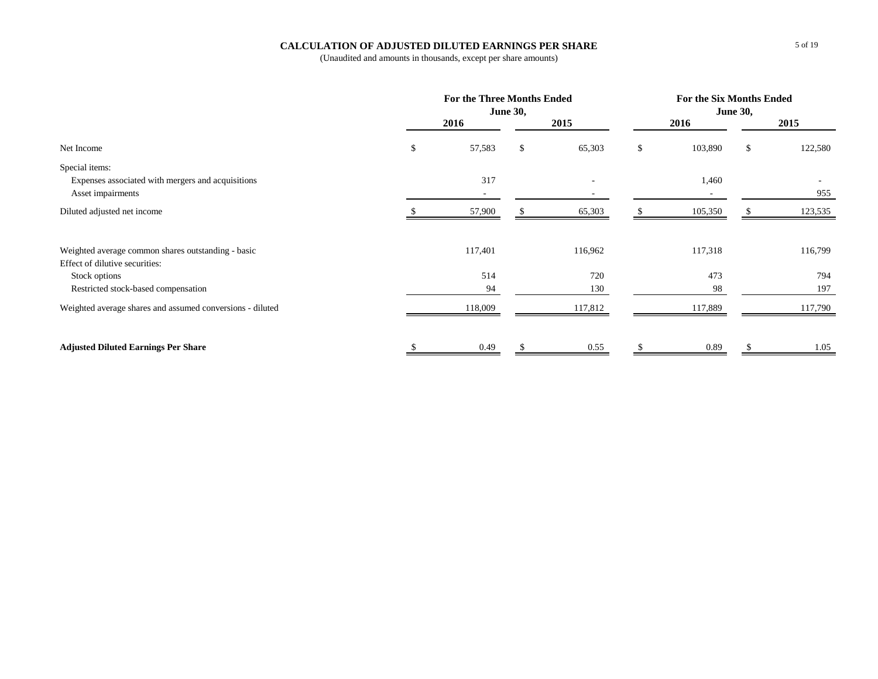## CALCULATION OF ADJUSTED DILUTED EARNINGS PER SHARE

(Unaudited and amounts in thousands, except per share amounts)

| | For the Three Months Ended June 30, | | For the Six Months Ended June 30, | |
|---|---|---|---|---|
| | 2016 | 2015 | 2016 | 2015 |
| Net Income | $ 57,583 | $ 65,303 | $ 103,890 | $ 122,580 |
| Special items: | | | | |
| Expenses associated with mergers and acquisitions | 317 | - | 1,460 | - |
| Asset impairments | - | - | - | 955 |
| Diluted adjusted net income | $ 57,900 | $ 65,303 | $ 105,350 | $ 123,535 |
| | | | | |
| Weighted average common shares outstanding - basic | 117,401 | 116,962 | 117,318 | 116,799 |
| Effect of dilutive securities: | | | | |
| Stock options | 514 | 720 | 473 | 794 |
| Restricted stock-based compensation | 94 | 130 | 98 | 197 |
| Weighted average shares and assumed conversions - diluted | 118,009 | 117,812 | 117,889 | 117,790 |
| | | | | |
| **Adjusted Diluted Earnings Per Share** | $ 0.49 | $ 0.55 | $ 0.89 | $ 1.05 |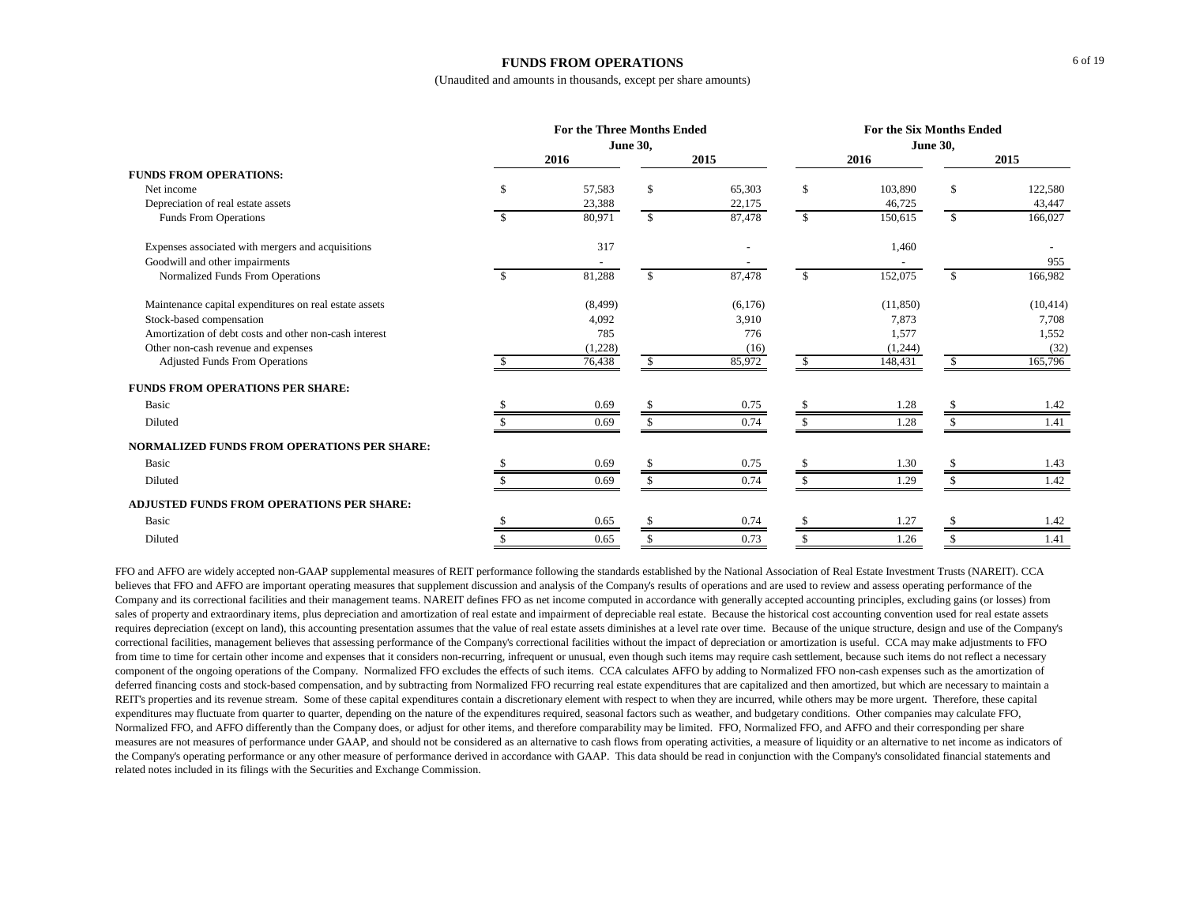# FUNDS FROM OPERATIONS

(Unaudited and amounts in thousands, except per share amounts)

| | For the Three Months Ended June 30, 2016 | For the Three Months Ended June 30, 2015 | For the Six Months Ended June 30, 2016 | For the Six Months Ended June 30, 2015 |
|---|---|---|---|---|
| **FUNDS FROM OPERATIONS:** | | | | |
| Net income | $ 57,583 | $ 65,303 | $ 103,890 | $ 122,580 |
| Depreciation of real estate assets | 23,388 | 22,175 | 46,725 | 43,447 |
| Funds From Operations | $ 80,971 | $ 87,478 | $ 150,615 | $ 166,027 |
| | | | | |
| Expenses associated with mergers and acquisitions | 317 | - | 1,460 | - |
| Goodwill and other impairments | - | - | - | 955 |
| Normalized Funds From Operations | $ 81,288 | $ 87,478 | $ 152,075 | $ 166,982 |
| | | | | |
| Maintenance capital expenditures on real estate assets | (8,499) | (6,176) | (11,850) | (10,414) |
| Stock-based compensation | 4,092 | 3,910 | 7,873 | 7,708 |
| Amortization of debt costs and other non-cash interest | 785 | 776 | 1,577 | 1,552 |
| Other non-cash revenue and expenses | (1,228) | (16) | (1,244) | (32) |
| Adjusted Funds From Operations | $ 76,438 | $ 85,972 | $ 148,431 | $ 165,796 |
| | | | | |
| **FUNDS FROM OPERATIONS PER SHARE:** | | | | |
| Basic | $ 0.69 | $ 0.75 | $ 1.28 | $ 1.42 |
| Diluted | $ 0.69 | $ 0.74 | $ 1.28 | $ 1.41 |
| | | | | |
| **NORMALIZED FUNDS FROM OPERATIONS PER SHARE:** | | | | |
| Basic | $ 0.69 | $ 0.75 | $ 1.30 | $ 1.43 |
| Diluted | $ 0.69 | $ 0.74 | $ 1.29 | $ 1.42 |
| | | | | |
| **ADJUSTED FUNDS FROM OPERATIONS PER SHARE:** | | | | |
| Basic | $ 0.65 | $ 0.74 | $ 1.27 | $ 1.42 |
| Diluted | $ 0.65 | $ 0.73 | $ 1.26 | $ 1.41 |

FFO and AFFO are widely accepted non-GAAP supplemental measures of REIT performance following the standards established by the National Association of Real Estate Investment Trusts (NAREIT). CCA believes that FFO and AFFO are important operating measures that supplement discussion and analysis of the Company's results of operations and are used to review and assess operating performance of the Company and its correctional facilities and their management teams. NAREIT defines FFO as net income computed in accordance with generally accepted accounting principles, excluding gains (or losses) from sales of property and extraordinary items, plus depreciation and amortization of real estate and impairment of depreciable real estate. Because the historical cost accounting convention used for real estate assets requires depreciation (except on land), this accounting presentation assumes that the value of real estate assets diminishes at a level rate over time. Because of the unique structure, design and use of the Company's correctional facilities, management believes that assessing performance of the Company's correctional facilities without the impact of depreciation or amortization is useful. CCA may make adjustments to FFO from time to time for certain other income and expenses that it considers non-recurring, infrequent or unusual, even though such items may require cash settlement, because such items do not reflect a necessary component of the ongoing operations of the Company. Normalized FFO excludes the effects of such items. CCA calculates AFFO by adding to Normalized FFO non-cash expenses such as the amortization of deferred financing costs and stock-based compensation, and by subtracting from Normalized FFO recurring real estate expenditures that are capitalized and then amortized, but which are necessary to maintain a REIT's properties and its revenue stream. Some of these capital expenditures contain a discretionary element with respect to when they are incurred, while others may be more urgent. Therefore, these capital expenditures may fluctuate from quarter to quarter, depending on the nature of the expenditures required, seasonal factors such as weather, and budgetary conditions. Other companies may calculate FFO, Normalized FFO, and AFFO differently than the Company does, or adjust for other items, and therefore comparability may be limited. FFO, Normalized FFO, and AFFO and their corresponding per share measures are not measures of performance under GAAP, and should not be considered as an alternative to cash flows from operating activities, a measure of liquidity or an alternative to net income as indicators of the Company's operating performance or any other measure of performance derived in accordance with GAAP. This data should be read in conjunction with the Company's consolidated financial statements and related notes included in its filings with the Securities and Exchange Commission.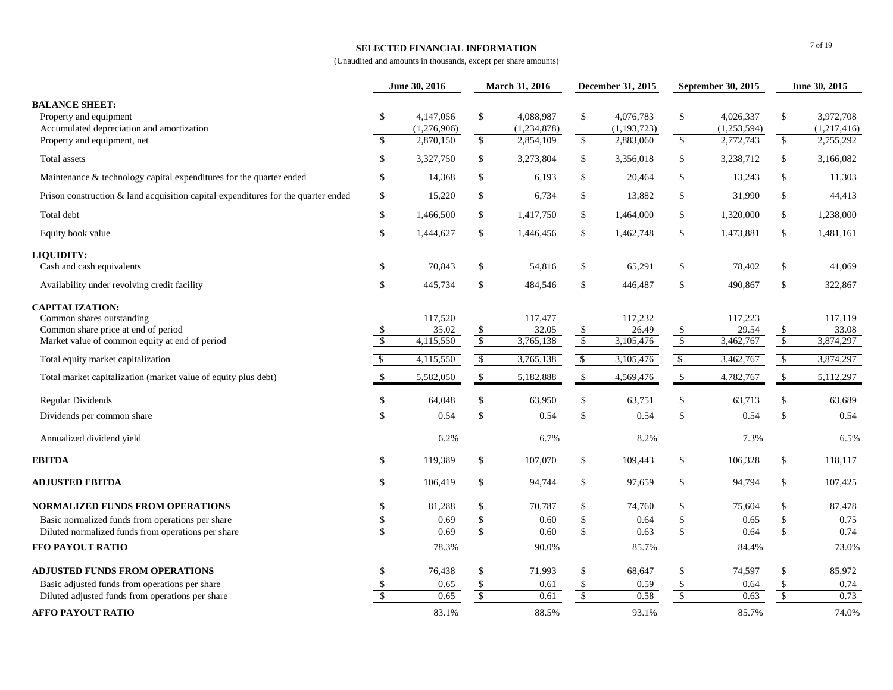**SELECTED FINANCIAL INFORMATION**

(Unaudited and amounts in thousands, except per share amounts)

| | June 30, 2016 | March 31, 2016 | December 31, 2015 | September 30, 2015 | June 30, 2015 |
|---|---|---|---|---|---|
| **BALANCE SHEET:** | | | | | |
| Property and equipment | $ 4,147,056 | $ 4,088,987 | $ 4,076,783 | $ 4,026,337 | $ 3,972,708 |
| Accumulated depreciation and amortization | (1,276,906) | (1,234,878) | (1,193,723) | (1,253,594) | (1,217,416) |
| Property and equipment, net | $ 2,870,150 | $ 2,854,109 | $ 2,883,060 | $ 2,772,743 | $ 2,755,292 |
| Total assets | $ 3,327,750 | $ 3,273,804 | $ 3,356,018 | $ 3,238,712 | $ 3,166,082 |
| Maintenance & technology capital expenditures for the quarter ended | $ 14,368 | $ 6,193 | $ 20,464 | $ 13,243 | $ 11,303 |
| Prison construction & land acquisition capital expenditures for the quarter ended | $ 15,220 | $ 6,734 | $ 13,882 | $ 31,990 | $ 44,413 |
| Total debt | $ 1,466,500 | $ 1,417,750 | $ 1,464,000 | $ 1,320,000 | $ 1,238,000 |
| Equity book value | $ 1,444,627 | $ 1,446,456 | $ 1,462,748 | $ 1,473,881 | $ 1,481,161 |
| **LIQUIDITY:** | | | | | |
| Cash and cash equivalents | $ 70,843 | $ 54,816 | $ 65,291 | $ 78,402 | $ 41,069 |
| Availability under revolving credit facility | $ 445,734 | $ 484,546 | $ 446,487 | $ 490,867 | $ 322,867 |
| **CAPITALIZATION:** | | | | | |
| Common shares outstanding | 117,520 | 117,477 | 117,232 | 117,223 | 117,119 |
| Common share price at end of period | $ 35.02 | $ 32.05 | $ 26.49 | $ 29.54 | $ 33.08 |
| Market value of common equity at end of period | $ 4,115,550 | $ 3,765,138 | $ 3,105,476 | $ 3,462,767 | $ 3,874,297 |
| Total equity market capitalization | $ 4,115,550 | $ 3,765,138 | $ 3,105,476 | $ 3,462,767 | $ 3,874,297 |
| Total market capitalization (market value of equity plus debt) | $ 5,582,050 | $ 5,182,888 | $ 4,569,476 | $ 4,782,767 | $ 5,112,297 |
| Regular Dividends | $ 64,048 | $ 63,950 | $ 63,751 | $ 63,713 | $ 63,689 |
| Dividends per common share | $ 0.54 | $ 0.54 | $ 0.54 | $ 0.54 | $ 0.54 |
| Annualized dividend yield | 6.2% | 6.7% | 8.2% | 7.3% | 6.5% |
| **EBITDA** | $ 119,389 | $ 107,070 | $ 109,443 | $ 106,328 | $ 118,117 |
| **ADJUSTED EBITDA** | $ 106,419 | $ 94,744 | $ 97,659 | $ 94,794 | $ 107,425 |
| **NORMALIZED FUNDS FROM OPERATIONS** | $ 81,288 | $ 70,787 | $ 74,760 | $ 75,604 | $ 87,478 |
| Basic normalized funds from operations per share | $ 0.69 | $ 0.60 | $ 0.64 | $ 0.65 | $ 0.75 |
| Diluted normalized funds from operations per share | $ 0.69 | $ 0.60 | $ 0.63 | $ 0.64 | $ 0.74 |
| **FFO PAYOUT RATIO** | 78.3% | 90.0% | 85.7% | 84.4% | 73.0% |
| **ADJUSTED FUNDS FROM OPERATIONS** | $ 76,438 | $ 71,993 | $ 68,647 | $ 74,597 | $ 85,972 |
| Basic adjusted funds from operations per share | $ 0.65 | $ 0.61 | $ 0.59 | $ 0.64 | $ 0.74 |
| Diluted adjusted funds from operations per share | $ 0.65 | $ 0.61 | $ 0.58 | $ 0.63 | $ 0.73 |
| **AFFO PAYOUT RATIO** | 83.1% | 88.5% | 93.1% | 85.7% | 74.0% |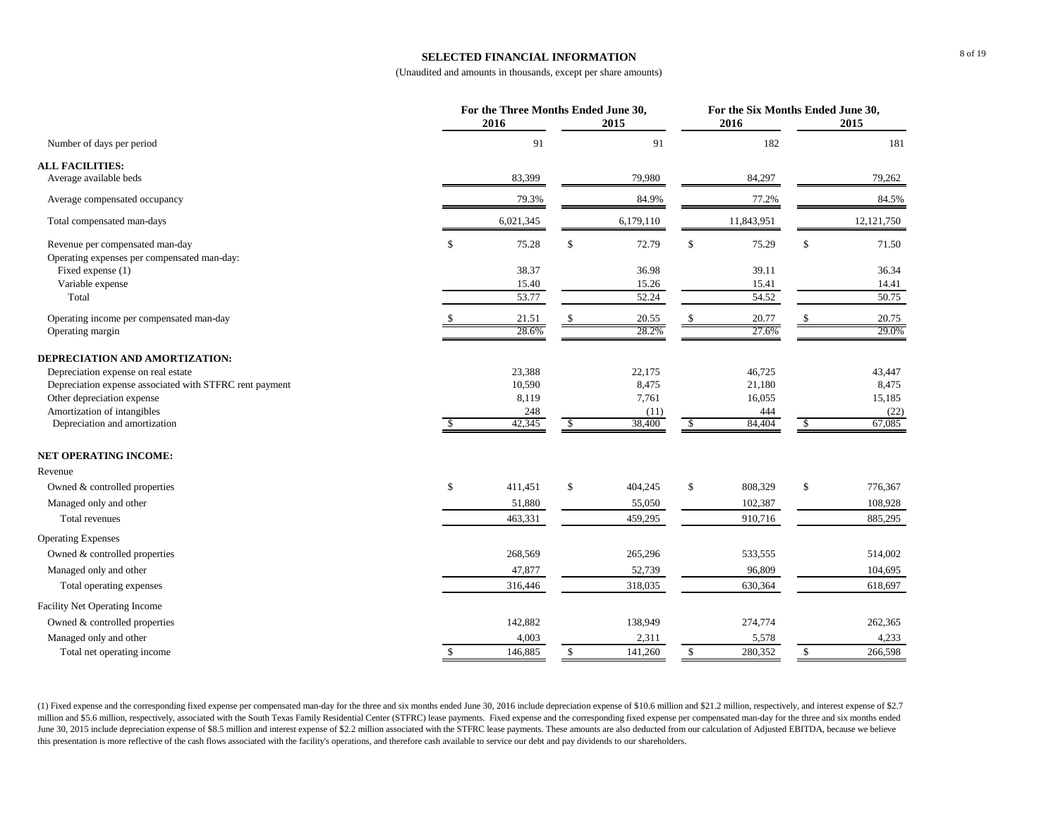# SELECTED FINANCIAL INFORMATION

(Unaudited and amounts in thousands, except per share amounts)

| | For the Three Months Ended June 30, 2016 | For the Three Months Ended June 30, 2015 | For the Six Months Ended June 30, 2016 | For the Six Months Ended June 30, 2015 |
|---|---|---|---|---|
| Number of days per period | 91 | 91 | 182 | 181 |
| **ALL FACILITIES:** | | | | |
| Average available beds | 83,399 | 79,980 | 84,297 | 79,262 |
| Average compensated occupancy | 79.3% | 84.9% | 77.2% | 84.5% |
| Total compensated man-days | 6,021,345 | 6,179,110 | 11,843,951 | 12,121,750 |
| Revenue per compensated man-day | $ 75.28 | $ 72.79 | $ 75.29 | $ 71.50 |
| Operating expenses per compensated man-day: | | | | |
| Fixed expense (1) | 38.37 | 36.98 | 39.11 | 36.34 |
| Variable expense | 15.40 | 15.26 | 15.41 | 14.41 |
| Total | 53.77 | 52.24 | 54.52 | 50.75 |
| Operating income per compensated man-day | $ 21.51 | $ 20.55 | $ 20.77 | $ 20.75 |
| Operating margin | 28.6% | 28.2% | 27.6% | 29.0% |
| **DEPRECIATION AND AMORTIZATION:** | | | | |
| Depreciation expense on real estate | 23,388 | 22,175 | 46,725 | 43,447 |
| Depreciation expense associated with STFRC rent payment | 10,590 | 8,475 | 21,180 | 8,475 |
| Other depreciation expense | 8,119 | 7,761 | 16,055 | 15,185 |
| Amortization of intangibles | 248 | (11) | 444 | (22) |
| Depreciation and amortization | $ 42,345 | $ 38,400 | $ 84,404 | $ 67,085 |
| **NET OPERATING INCOME:** | | | | |
| Revenue | | | | |
| Owned & controlled properties | $ 411,451 | $ 404,245 | $ 808,329 | $ 776,367 |
| Managed only and other | 51,880 | 55,050 | 102,387 | 108,928 |
| Total revenues | 463,331 | 459,295 | 910,716 | 885,295 |
| Operating Expenses | | | | |
| Owned & controlled properties | 268,569 | 265,296 | 533,555 | 514,002 |
| Managed only and other | 47,877 | 52,739 | 96,809 | 104,695 |
| Total operating expenses | 316,446 | 318,035 | 630,364 | 618,697 |
| Facility Net Operating Income | | | | |
| Owned & controlled properties | 142,882 | 138,949 | 274,774 | 262,365 |
| Managed only and other | 4,003 | 2,311 | 5,578 | 4,233 |
| Total net operating income | $ 146,885 | $ 141,260 | $ 280,352 | $ 266,598 |

(1) Fixed expense and the corresponding fixed expense per compensated man-day for the three and six months ended June 30, 2016 include depreciation expense of $10.6 million and $21.2 million, respectively, and interest expense of $2.7 million and $5.6 million, respectively, associated with the South Texas Family Residential Center (STFRC) lease payments. Fixed expense and the corresponding fixed expense per compensated man-day for the three and six months ended June 30, 2015 include depreciation expense of $8.5 million and interest expense of $2.2 million associated with the STFRC lease payments. These amounts are also deducted from our calculation of Adjusted EBITDA, because we believe this presentation is more reflective of the cash flows associated with the facility's operations, and therefore cash available to service our debt and pay dividends to our shareholders.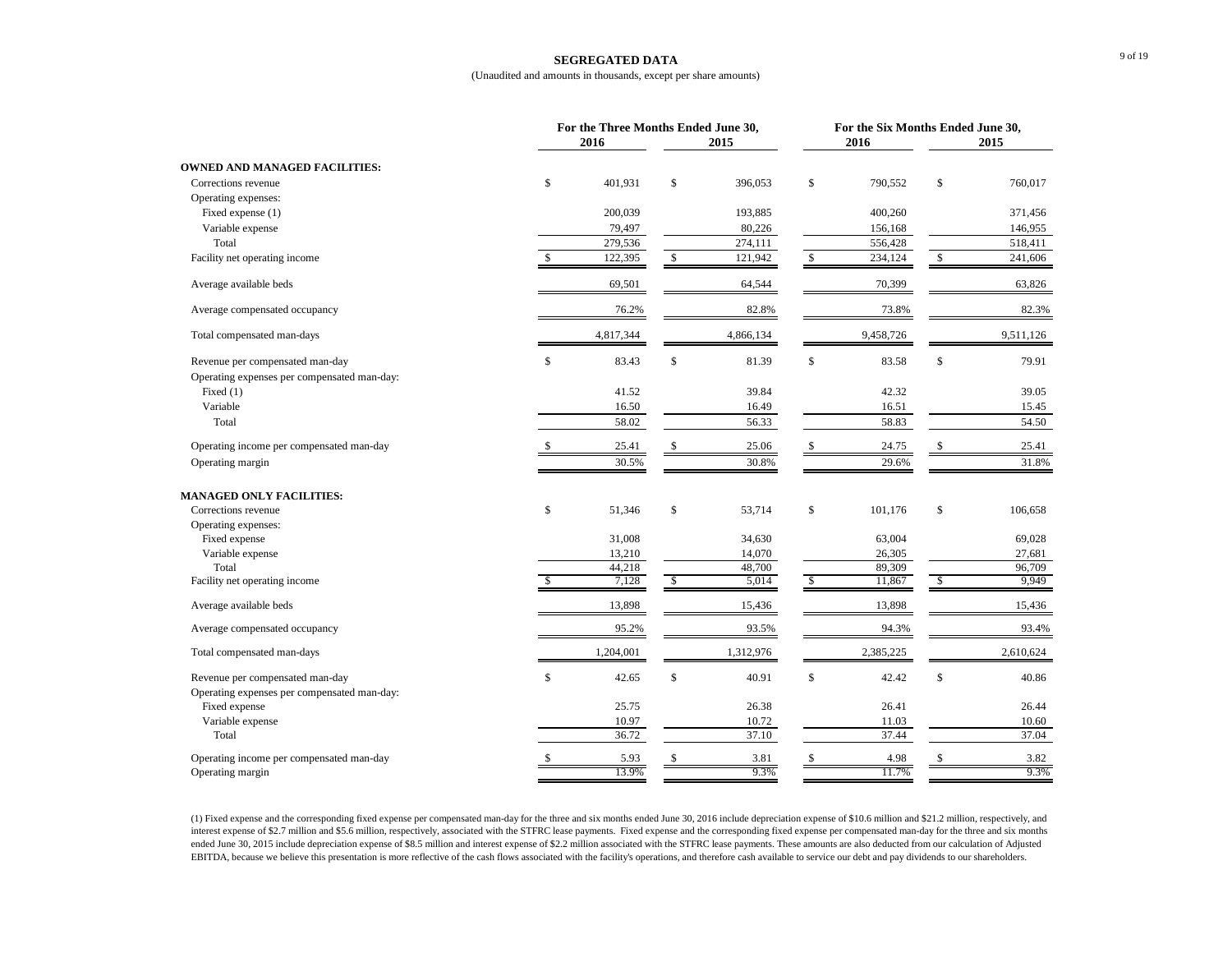# SEGREGATED DATA

(Unaudited and amounts in thousands, except per share amounts)

| | For the Three Months Ended June 30, | | For the Six Months Ended June 30, | |
|---|---|---|---|---|
| | 2016 | 2015 | 2016 | 2015 |
| **OWNED AND MANAGED FACILITIES:** | | | | |
| Corrections revenue | $ 401,931 | $ 396,053 | $ 790,552 | $ 760,017 |
| Operating expenses: | | | | |
| Fixed expense (1) | 200,039 | 193,885 | 400,260 | 371,456 |
| Variable expense | 79,497 | 80,226 | 156,168 | 146,955 |
| Total | 279,536 | 274,111 | 556,428 | 518,411 |
| Facility net operating income | $ 122,395 | $ 121,942 | $ 234,124 | $ 241,606 |
| Average available beds | 69,501 | 64,544 | 70,399 | 63,826 |
| Average compensated occupancy | 76.2% | 82.8% | 73.8% | 82.3% |
| Total compensated man-days | 4,817,344 | 4,866,134 | 9,458,726 | 9,511,126 |
| Revenue per compensated man-day | $ 83.43 | $ 81.39 | $ 83.58 | $ 79.91 |
| Operating expenses per compensated man-day: | | | | |
| Fixed (1) | 41.52 | 39.84 | 42.32 | 39.05 |
| Variable | 16.50 | 16.49 | 16.51 | 15.45 |
| Total | 58.02 | 56.33 | 58.83 | 54.50 |
| Operating income per compensated man-day | $ 25.41 | $ 25.06 | $ 24.75 | $ 25.41 |
| Operating margin | 30.5% | 30.8% | 29.6% | 31.8% |
| **MANAGED ONLY FACILITIES:** | | | | |
| Corrections revenue | $ 51,346 | $ 53,714 | $ 101,176 | $ 106,658 |
| Operating expenses: | | | | |
| Fixed expense | 31,008 | 34,630 | 63,004 | 69,028 |
| Variable expense | 13,210 | 14,070 | 26,305 | 27,681 |
| Total | 44,218 | 48,700 | 89,309 | 96,709 |
| Facility net operating income | $ 7,128 | $ 5,014 | $ 11,867 | $ 9,949 |
| Average available beds | 13,898 | 15,436 | 13,898 | 15,436 |
| Average compensated occupancy | 95.2% | 93.5% | 94.3% | 93.4% |
| Total compensated man-days | 1,204,001 | 1,312,976 | 2,385,225 | 2,610,624 |
| Revenue per compensated man-day | $ 42.65 | $ 40.91 | $ 42.42 | $ 40.86 |
| Operating expenses per compensated man-day: | | | | |
| Fixed expense | 25.75 | 26.38 | 26.41 | 26.44 |
| Variable expense | 10.97 | 10.72 | 11.03 | 10.60 |
| Total | 36.72 | 37.10 | 37.44 | 37.04 |
| Operating income per compensated man-day | $ 5.93 | $ 3.81 | $ 4.98 | $ 3.82 |
| Operating margin | 13.9% | 9.3% | 11.7% | 9.3% |

(1) Fixed expense and the corresponding fixed expense per compensated man-day for the three and six months ended June 30, 2016 include depreciation expense of $10.6 million and $21.2 million, respectively, and interest expense of $2.7 million and $5.6 million, respectively, associated with the STFRC lease payments. Fixed expense and the corresponding fixed expense per compensated man-day for the three and six months ended June 30, 2015 include depreciation expense of $8.5 million and interest expense of $2.2 million associated with the STFRC lease payments. These amounts are also deducted from our calculation of Adjusted EBITDA, because we believe this presentation is more reflective of the cash flows associated with the facility's operations, and therefore cash available to service our debt and pay dividends to our shareholders.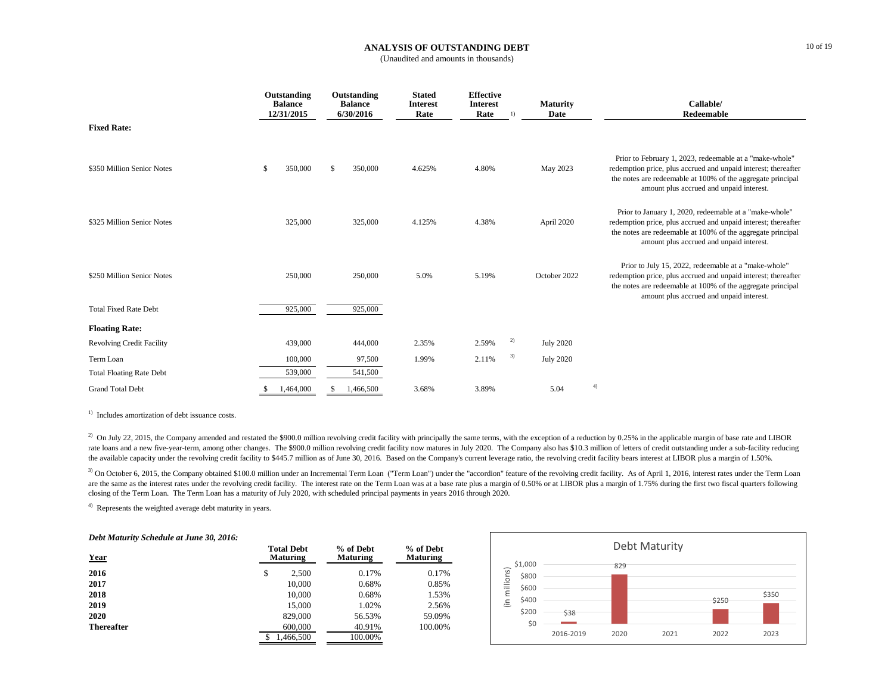# ANALYSIS OF OUTSTANDING DEBT

(Unaudited and amounts in thousands)

| | Outstanding Balance 12/31/2015 | Outstanding Balance 6/30/2016 | Stated Interest Rate | Effective Interest Rate [1] | Maturity Date | Callable/ Redeemable |
|---|---|---|---|---|---|---|
| **Fixed Rate:** | | | | | | |
| $350 Million Senior Notes | $ 350,000 | $ 350,000 | 4.625% | 4.80% | May 2023 | Prior to February 1, 2023, redeemable at a "make-whole" redemption price, plus accrued and unpaid interest; thereafter the notes are redeemable at 100% of the aggregate principal amount plus accrued and unpaid interest. |
| $325 Million Senior Notes | 325,000 | 325,000 | 4.125% | 4.38% | April 2020 | Prior to January 1, 2020, redeemable at a "make-whole" redemption price, plus accrued and unpaid interest; thereafter the notes are redeemable at 100% of the aggregate principal amount plus accrued and unpaid interest. |
| $250 Million Senior Notes | 250,000 | 250,000 | 5.0% | 5.19% | October 2022 | Prior to July 15, 2022, redeemable at a "make-whole" redemption price, plus accrued and unpaid interest; thereafter the notes are redeemable at 100% of the aggregate principal amount plus accrued and unpaid interest. |
| Total Fixed Rate Debt | 925,000 | 925,000 | | | | |
| **Floating Rate:** | | | | | | |
| Revolving Credit Facility | 439,000 | 444,000 | 2.35% | 2.59% [2] | July 2020 | |
| Term Loan | 100,000 | 97,500 | 1.99% | 2.11% [3] | July 2020 | |
| Total Floating Rate Debt | 539,000 | 541,500 | | | | |
| Grand Total Debt | $ 1,464,000 | $ 1,466,500 | 3.68% | 3.89% | 5.04 [4] | |

[1] Includes amortization of debt issuance costs.

[2] On July 22, 2015, the Company amended and restated the $900.0 million revolving credit facility with principally the same terms, with the exception of a reduction by 0.25% in the applicable margin of base rate and LIBOR rate loans and a new five-year-term, among other changes. The $900.0 million revolving credit facility now matures in July 2020. The Company also has $10.3 million of letters of credit outstanding under a sub-facility reducing the available capacity under the revolving credit facility to $445.7 million as of June 30, 2016. Based on the Company's current leverage ratio, the revolving credit facility bears interest at LIBOR plus a margin of 1.50%.

[3] On October 6, 2015, the Company obtained $100.0 million under an Incremental Term Loan ("Term Loan") under the "accordion" feature of the revolving credit facility. As of April 1, 2016, interest rates under the Term Loan are the same as the interest rates under the revolving credit facility. The interest rate on the Term Loan was at a base rate plus a margin of 0.50% or at LIBOR plus a margin of 1.75% during the first two fiscal quarters following closing of the Term Loan. The Term Loan has a maturity of July 2020, with scheduled principal payments in years 2016 through 2020.

[4] Represents the weighted average debt maturity in years.

***Debt Maturity Schedule at June 30, 2016:***

| Year | Total Debt Maturing | % of Debt Maturing | % of Debt Maturing |
|---|---|---|---|
| **2016** | $ 2,500 | 0.17% | 0.17% |
| **2017** | 10,000 | 0.68% | 0.85% |
| **2018** | 10,000 | 0.68% | 1.53% |
| **2019** | 15,000 | 1.02% | 2.56% |
| **2020** | 829,000 | 56.53% | 59.09% |
| **Thereafter** | 600,000 | 40.91% | 100.00% |
| | $ 1,466,500 | 100.00% | |

Debt Maturity

(in millions)

| 2016-2019 | 2020 | 2021 | 2022 | 2023 |
|---|---|---|---|---|
| $38 | 829 | | $250 | $350 |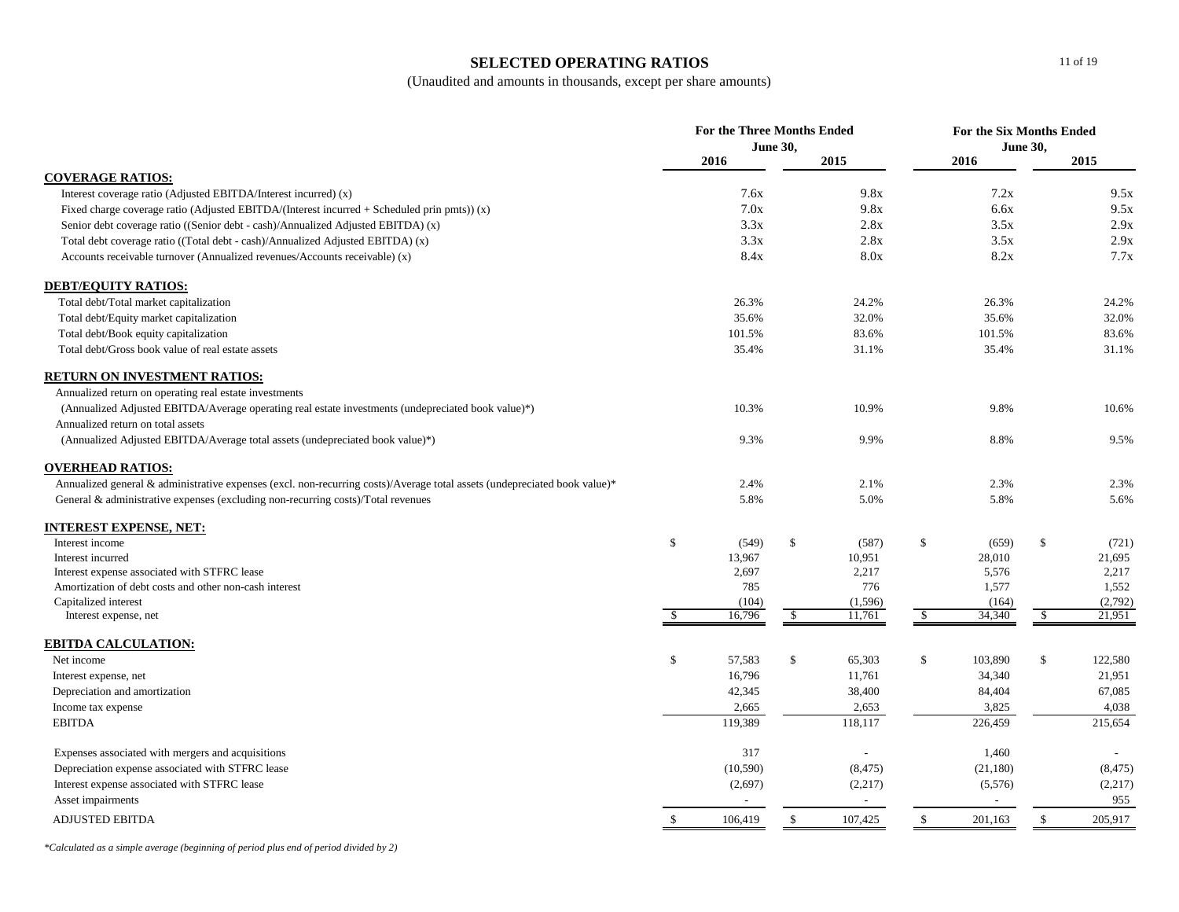# SELECTED OPERATING RATIOS

(Unaudited and amounts in thousands, except per share amounts)

| | For the Three Months Ended June 30, | | For the Six Months Ended June 30, | |
|---|---|---|---|---|
| | 2016 | 2015 | 2016 | 2015 |
| **COVERAGE RATIOS:** | | | | |
| Interest coverage ratio (Adjusted EBITDA/Interest incurred) (x) | 7.6x | 9.8x | 7.2x | 9.5x |
| Fixed charge coverage ratio (Adjusted EBITDA/(Interest incurred + Scheduled prin pmts)) (x) | 7.0x | 9.8x | 6.6x | 9.5x |
| Senior debt coverage ratio ((Senior debt - cash)/Annualized Adjusted EBITDA) (x) | 3.3x | 2.8x | 3.5x | 2.9x |
| Total debt coverage ratio ((Total debt - cash)/Annualized Adjusted EBITDA) (x) | 3.3x | 2.8x | 3.5x | 2.9x |
| Accounts receivable turnover (Annualized revenues/Accounts receivable) (x) | 8.4x | 8.0x | 8.2x | 7.7x |
| **DEBT/EQUITY RATIOS:** | | | | |
| Total debt/Total market capitalization | 26.3% | 24.2% | 26.3% | 24.2% |
| Total debt/Equity market capitalization | 35.6% | 32.0% | 35.6% | 32.0% |
| Total debt/Book equity capitalization | 101.5% | 83.6% | 101.5% | 83.6% |
| Total debt/Gross book value of real estate assets | 35.4% | 31.1% | 35.4% | 31.1% |
| **RETURN ON INVESTMENT RATIOS:** | | | | |
| Annualized return on operating real estate investments | | | | |
| (Annualized Adjusted EBITDA/Average operating real estate investments (undepreciated book value)*) | 10.3% | 10.9% | 9.8% | 10.6% |
| Annualized return on total assets | | | | |
| (Annualized Adjusted EBITDA/Average total assets (undepreciated book value)*) | 9.3% | 9.9% | 8.8% | 9.5% |
| **OVERHEAD RATIOS:** | | | | |
| Annualized general & administrative expenses (excl. non-recurring costs)/Average total assets (undepreciated book value)* | 2.4% | 2.1% | 2.3% | 2.3% |
| General & administrative expenses (excluding non-recurring costs)/Total revenues | 5.8% | 5.0% | 5.8% | 5.6% |
| **INTEREST EXPENSE, NET:** | | | | |
| Interest income | $ (549) | $ (587) | $ (659) | $ (721) |
| Interest incurred | 13,967 | 10,951 | 28,010 | 21,695 |
| Interest expense associated with STFRC lease | 2,697 | 2,217 | 5,576 | 2,217 |
| Amortization of debt costs and other non-cash interest | 785 | 776 | 1,577 | 1,552 |
| Capitalized interest | (104) | (1,596) | (164) | (2,792) |
| Interest expense, net | $ 16,796 | $ 11,761 | $ 34,340 | $ 21,951 |
| **EBITDA CALCULATION:** | | | | |
| Net income | $ 57,583 | $ 65,303 | $ 103,890 | $ 122,580 |
| Interest expense, net | 16,796 | 11,761 | 34,340 | 21,951 |
| Depreciation and amortization | 42,345 | 38,400 | 84,404 | 67,085 |
| Income tax expense | 2,665 | 2,653 | 3,825 | 4,038 |
| EBITDA | 119,389 | 118,117 | 226,459 | 215,654 |
| Expenses associated with mergers and acquisitions | 317 | - | 1,460 | - |
| Depreciation expense associated with STFRC lease | (10,590) | (8,475) | (21,180) | (8,475) |
| Interest expense associated with STFRC lease | (2,697) | (2,217) | (5,576) | (2,217) |
| Asset impairments | - | - | - | 955 |
| ADJUSTED EBITDA | $ 106,419 | $ 107,425 | $ 201,163 | $ 205,917 |

*\*Calculated as a simple average (beginning of period plus end of period divided by 2)*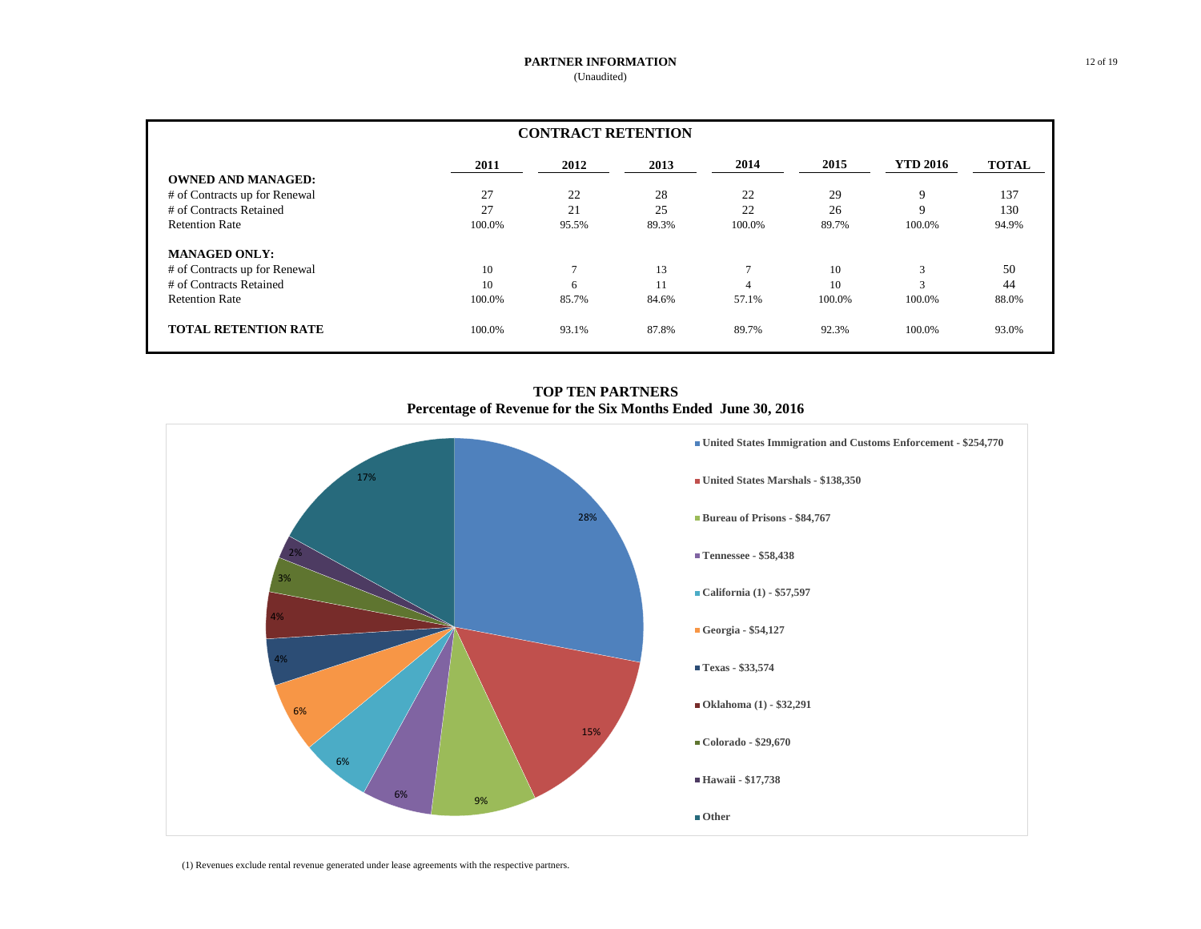## PARTNER INFORMATION

(Unaudited)

### CONTRACT RETENTION

| | 2011 | 2012 | 2013 | 2014 | 2015 | YTD 2016 | TOTAL |
|---|---|---|---|---|---|---|---|
| **OWNED AND MANAGED:** | | | | | | | |
| # of Contracts up for Renewal | 27 | 22 | 28 | 22 | 29 | 9 | 137 |
| # of Contracts Retained | 27 | 21 | 25 | 22 | 26 | 9 | 130 |
| Retention Rate | 100.0% | 95.5% | 89.3% | 100.0% | 89.7% | 100.0% | 94.9% |
| **MANAGED ONLY:** | | | | | | | |
| # of Contracts up for Renewal | 10 | 7 | 13 | 7 | 10 | 3 | 50 |
| # of Contracts Retained | 10 | 6 | 11 | 4 | 10 | 3 | 44 |
| Retention Rate | 100.0% | 85.7% | 84.6% | 57.1% | 100.0% | 100.0% | 88.0% |
| **TOTAL RETENTION RATE** | 100.0% | 93.1% | 87.8% | 89.7% | 92.3% | 100.0% | 93.0% |

### TOP TEN PARTNERS
**Percentage of Revenue for the Six Months Ended June 30, 2016**

| Partner | Revenue | Percentage |
|---|---|---|
| United States Immigration and Customs Enforcement | $254,770 | 28% |
| United States Marshals | $138,350 | 15% |
| Bureau of Prisons | $84,767 | 9% |
| Tennessee | $58,438 | 6% |
| California (1) | $57,597 | 6% |
| Georgia | $54,127 | 6% |
| Texas | $33,574 | 4% |
| Oklahoma (1) | $32,291 | 4% |
| Colorado | $29,670 | 3% |
| Hawaii | $17,738 | 2% |
| Other | | 17% |

(1) Revenues exclude rental revenue generated under lease agreements with the respective partners.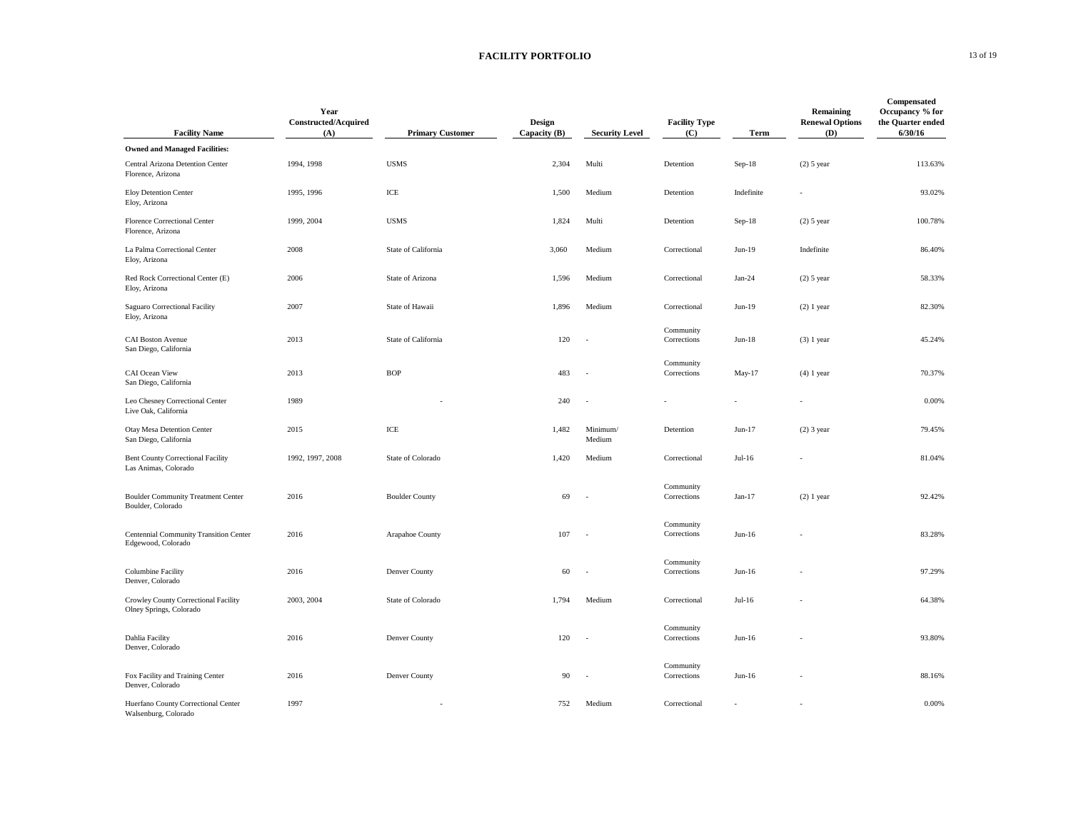# FACILITY PORTFOLIO

| Facility Name | Year Constructed/Acquired (A) | Primary Customer | Design Capacity (B) | Security Level | Facility Type (C) | Term | Remaining Renewal Options (D) | Compensated Occupancy % for the Quarter ended 6/30/16 |
|---|---|---|---|---|---|---|---|---|
| **Owned and Managed Facilities:** | | | | | | | | |
| Central Arizona Detention Center<br>Florence, Arizona | 1994, 1998 | USMS | 2,304 | Multi | Detention | Sep-18 | (2) 5 year | 113.63% |
| Eloy Detention Center<br>Eloy, Arizona | 1995, 1996 | ICE | 1,500 | Medium | Detention | Indefinite | - | 93.02% |
| Florence Correctional Center<br>Florence, Arizona | 1999, 2004 | USMS | 1,824 | Multi | Detention | Sep-18 | (2) 5 year | 100.78% |
| La Palma Correctional Center<br>Eloy, Arizona | 2008 | State of California | 3,060 | Medium | Correctional | Jun-19 | Indefinite | 86.40% |
| Red Rock Correctional Center (E)<br>Eloy, Arizona | 2006 | State of Arizona | 1,596 | Medium | Correctional | Jan-24 | (2) 5 year | 58.33% |
| Saguaro Correctional Facility<br>Eloy, Arizona | 2007 | State of Hawaii | 1,896 | Medium | Correctional | Jun-19 | (2) 1 year | 82.30% |
| CAI Boston Avenue<br>San Diego, California | 2013 | State of California | 120 | - | Community Corrections | Jun-18 | (3) 1 year | 45.24% |
| CAI Ocean View<br>San Diego, California | 2013 | BOP | 483 | - | Community Corrections | May-17 | (4) 1 year | 70.37% |
| Leo Chesney Correctional Center<br>Live Oak, California | 1989 | - | 240 | - | - | - | - | 0.00% |
| Otay Mesa Detention Center<br>San Diego, California | 2015 | ICE | 1,482 | Minimum/ Medium | Detention | Jun-17 | (2) 3 year | 79.45% |
| Bent County Correctional Facility<br>Las Animas, Colorado | 1992, 1997, 2008 | State of Colorado | 1,420 | Medium | Correctional | Jul-16 | - | 81.04% |
| Boulder Community Treatment Center<br>Boulder, Colorado | 2016 | Boulder County | 69 | - | Community Corrections | Jan-17 | (2) 1 year | 92.42% |
| Centennial Community Transition Center<br>Edgewood, Colorado | 2016 | Arapahoe County | 107 | - | Community Corrections | Jun-16 | - | 83.28% |
| Columbine Facility<br>Denver, Colorado | 2016 | Denver County | 60 | - | Community Corrections | Jun-16 | - | 97.29% |
| Crowley County Correctional Facility<br>Olney Springs, Colorado | 2003, 2004 | State of Colorado | 1,794 | Medium | Correctional | Jul-16 | - | 64.38% |
| Dahlia Facility<br>Denver, Colorado | 2016 | Denver County | 120 | - | Community Corrections | Jun-16 | - | 93.80% |
| Fox Facility and Training Center<br>Denver, Colorado | 2016 | Denver County | 90 | - | Community Corrections | Jun-16 | - | 88.16% |
| Huerfano County Correctional Center<br>Walsenburg, Colorado | 1997 | - | 752 | Medium | Correctional | - | - | 0.00% |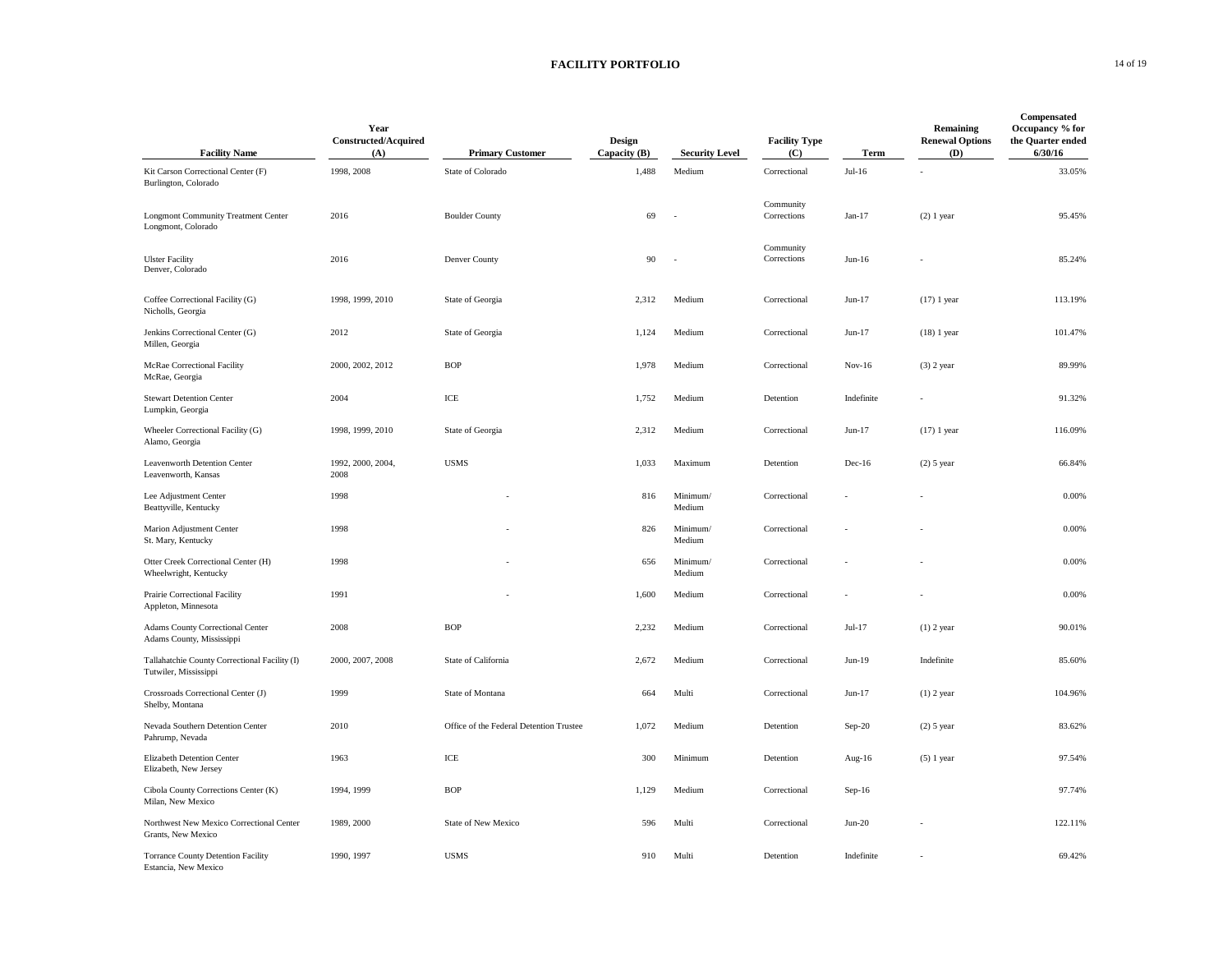# FACILITY PORTFOLIO

| Facility Name | Year Constructed/Acquired (A) | Primary Customer | Design Capacity (B) | Security Level | Facility Type (C) | Term | Remaining Renewal Options (D) | Compensated Occupancy % for the Quarter ended 6/30/16 |
|---|---|---|---|---|---|---|---|---|
| Kit Carson Correctional Center (F) Burlington, Colorado | 1998, 2008 | State of Colorado | 1,488 | Medium | Correctional | Jul-16 | - | 33.05% |
| Longmont Community Treatment Center Longmont, Colorado | 2016 | Boulder County | 69 | - | Community Corrections | Jan-17 | (2) 1 year | 95.45% |
| Ulster Facility Denver, Colorado | 2016 | Denver County | 90 | - | Community Corrections | Jun-16 | - | 85.24% |
| Coffee Correctional Facility (G) Nicholls, Georgia | 1998, 1999, 2010 | State of Georgia | 2,312 | Medium | Correctional | Jun-17 | (17) 1 year | 113.19% |
| Jenkins Correctional Center (G) Millen, Georgia | 2012 | State of Georgia | 1,124 | Medium | Correctional | Jun-17 | (18) 1 year | 101.47% |
| McRae Correctional Facility McRae, Georgia | 2000, 2002, 2012 | BOP | 1,978 | Medium | Correctional | Nov-16 | (3) 2 year | 89.99% |
| Stewart Detention Center Lumpkin, Georgia | 2004 | ICE | 1,752 | Medium | Detention | Indefinite | - | 91.32% |
| Wheeler Correctional Facility (G) Alamo, Georgia | 1998, 1999, 2010 | State of Georgia | 2,312 | Medium | Correctional | Jun-17 | (17) 1 year | 116.09% |
| Leavenworth Detention Center Leavenworth, Kansas | 1992, 2000, 2004, 2008 | USMS | 1,033 | Maximum | Detention | Dec-16 | (2) 5 year | 66.84% |
| Lee Adjustment Center Beattyville, Kentucky | 1998 | - | 816 | Minimum/ Medium | Correctional | - | - | 0.00% |
| Marion Adjustment Center St. Mary, Kentucky | 1998 | - | 826 | Minimum/ Medium | Correctional | - | - | 0.00% |
| Otter Creek Correctional Center (H) Wheelwright, Kentucky | 1998 | - | 656 | Minimum/ Medium | Correctional | - | - | 0.00% |
| Prairie Correctional Facility Appleton, Minnesota | 1991 | - | 1,600 | Medium | Correctional | - | - | 0.00% |
| Adams County Correctional Center Adams County, Mississippi | 2008 | BOP | 2,232 | Medium | Correctional | Jul-17 | (1) 2 year | 90.01% |
| Tallahatchie County Correctional Facility (I) Tutwiler, Mississippi | 2000, 2007, 2008 | State of California | 2,672 | Medium | Correctional | Jun-19 | Indefinite | 85.60% |
| Crossroads Correctional Center (J) Shelby, Montana | 1999 | State of Montana | 664 | Multi | Correctional | Jun-17 | (1) 2 year | 104.96% |
| Nevada Southern Detention Center Pahrump, Nevada | 2010 | Office of the Federal Detention Trustee | 1,072 | Medium | Detention | Sep-20 | (2) 5 year | 83.62% |
| Elizabeth Detention Center Elizabeth, New Jersey | 1963 | ICE | 300 | Minimum | Detention | Aug-16 | (5) 1 year | 97.54% |
| Cibola County Corrections Center (K) Milan, New Mexico | 1994, 1999 | BOP | 1,129 | Medium | Correctional | Sep-16 | | 97.74% |
| Northwest New Mexico Correctional Center Grants, New Mexico | 1989, 2000 | State of New Mexico | 596 | Multi | Correctional | Jun-20 | - | 122.11% |
| Torrance County Detention Facility Estancia, New Mexico | 1990, 1997 | USMS | 910 | Multi | Detention | Indefinite | - | 69.42% |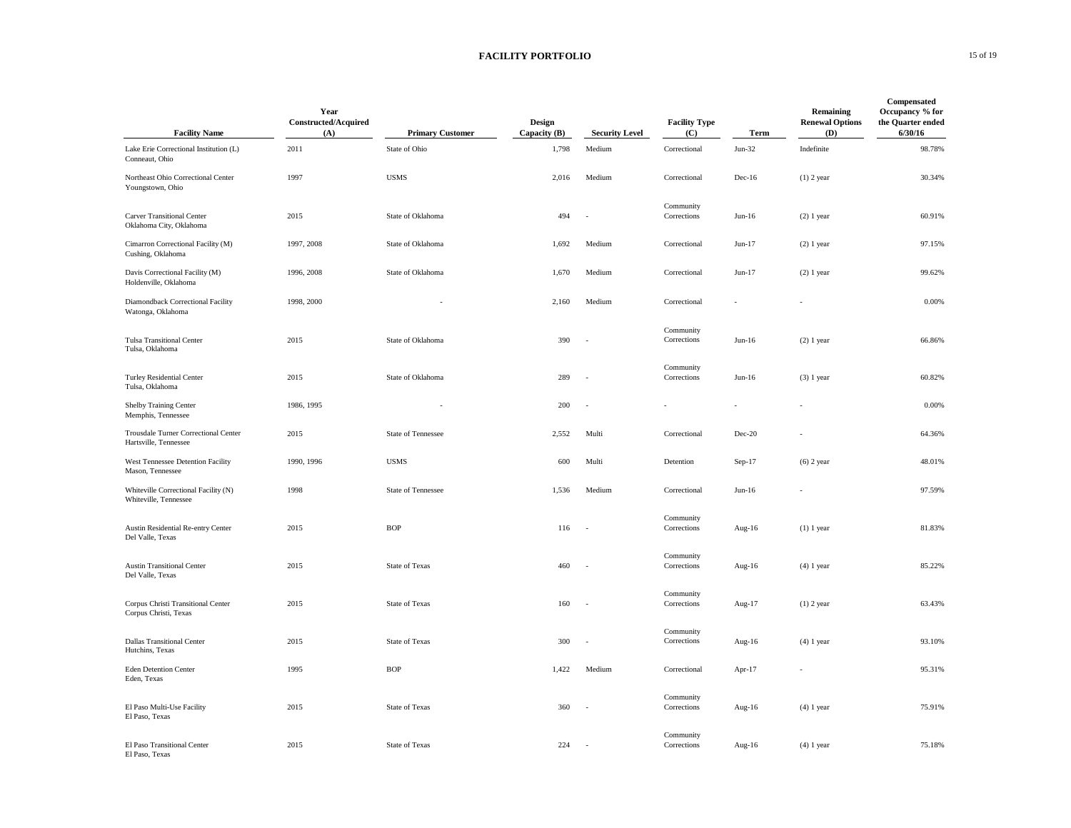# FACILITY PORTFOLIO

| Facility Name | Year Constructed/Acquired (A) | Primary Customer | Design Capacity (B) | Security Level | Facility Type (C) | Term | Remaining Renewal Options (D) | Compensated Occupancy % for the Quarter ended 6/30/16 |
|---|---|---|---|---|---|---|---|---|
| Lake Erie Correctional Institution (L) Conneaut, Ohio | 2011 | State of Ohio | 1,798 | Medium | Correctional | Jun-32 | Indefinite | 98.78% |
| Northeast Ohio Correctional Center Youngstown, Ohio | 1997 | USMS | 2,016 | Medium | Correctional | Dec-16 | (1) 2 year | 30.34% |
| Carver Transitional Center Oklahoma City, Oklahoma | 2015 | State of Oklahoma | 494 | - | Community Corrections | Jun-16 | (2) 1 year | 60.91% |
| Cimarron Correctional Facility (M) Cushing, Oklahoma | 1997, 2008 | State of Oklahoma | 1,692 | Medium | Correctional | Jun-17 | (2) 1 year | 97.15% |
| Davis Correctional Facility (M) Holdenville, Oklahoma | 1996, 2008 | State of Oklahoma | 1,670 | Medium | Correctional | Jun-17 | (2) 1 year | 99.62% |
| Diamondback Correctional Facility Watonga, Oklahoma | 1998, 2000 | - | 2,160 | Medium | Correctional | - | - | 0.00% |
| Tulsa Transitional Center Tulsa, Oklahoma | 2015 | State of Oklahoma | 390 | - | Community Corrections | Jun-16 | (2) 1 year | 66.86% |
| Turley Residential Center Tulsa, Oklahoma | 2015 | State of Oklahoma | 289 | - | Community Corrections | Jun-16 | (3) 1 year | 60.82% |
| Shelby Training Center Memphis, Tennessee | 1986, 1995 | - | 200 | - | - | - | - | 0.00% |
| Trousdale Turner Correctional Center Hartsville, Tennessee | 2015 | State of Tennessee | 2,552 | Multi | Correctional | Dec-20 | - | 64.36% |
| West Tennessee Detention Facility Mason, Tennessee | 1990, 1996 | USMS | 600 | Multi | Detention | Sep-17 | (6) 2 year | 48.01% |
| Whiteville Correctional Facility (N) Whiteville, Tennessee | 1998 | State of Tennessee | 1,536 | Medium | Correctional | Jun-16 | - | 97.59% |
| Austin Residential Re-entry Center Del Valle, Texas | 2015 | BOP | 116 | - | Community Corrections | Aug-16 | (1) 1 year | 81.83% |
| Austin Transitional Center Del Valle, Texas | 2015 | State of Texas | 460 | - | Community Corrections | Aug-16 | (4) 1 year | 85.22% |
| Corpus Christi Transitional Center Corpus Christi, Texas | 2015 | State of Texas | 160 | - | Community Corrections | Aug-17 | (1) 2 year | 63.43% |
| Dallas Transitional Center Hutchins, Texas | 2015 | State of Texas | 300 | - | Community Corrections | Aug-16 | (4) 1 year | 93.10% |
| Eden Detention Center Eden, Texas | 1995 | BOP | 1,422 | Medium | Correctional | Apr-17 | - | 95.31% |
| El Paso Multi-Use Facility El Paso, Texas | 2015 | State of Texas | 360 | - | Community Corrections | Aug-16 | (4) 1 year | 75.91% |
| El Paso Transitional Center El Paso, Texas | 2015 | State of Texas | 224 | - | Community Corrections | Aug-16 | (4) 1 year | 75.18% |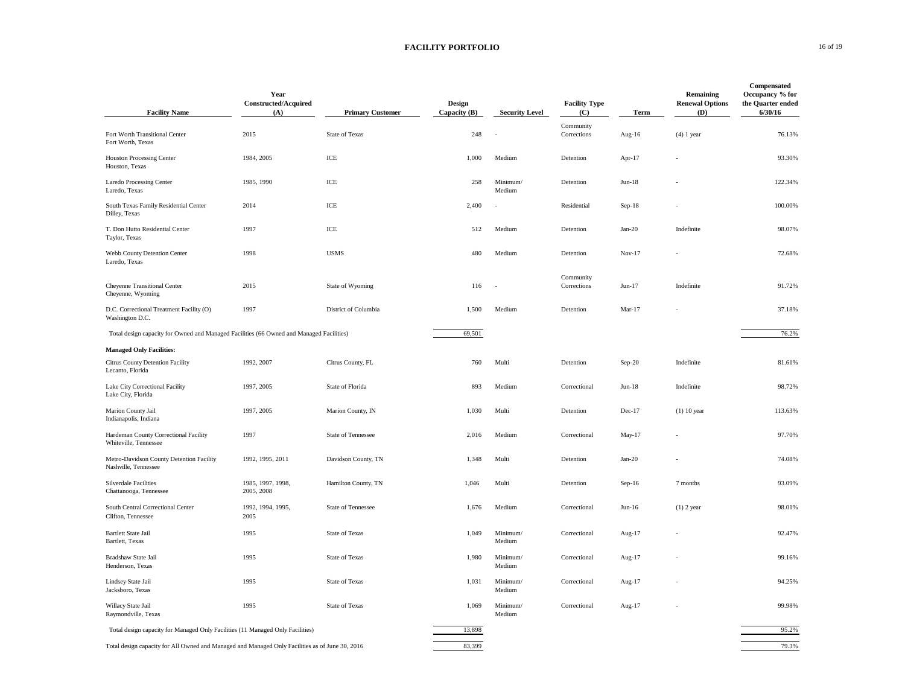# FACILITY PORTFOLIO

| Facility Name | Year Constructed/Acquired (A) | Primary Customer | Design Capacity (B) | Security Level | Facility Type (C) | Term | Remaining Renewal Options (D) | Compensated Occupancy % for the Quarter ended 6/30/16 |
|---|---|---|---|---|---|---|---|---|
| Fort Worth Transitional Center<br>Fort Worth, Texas | 2015 | State of Texas | 248 | - | Community Corrections | Aug-16 | (4) 1 year | 76.13% |
| Houston Processing Center<br>Houston, Texas | 1984, 2005 | ICE | 1,000 | Medium | Detention | Apr-17 | - | 93.30% |
| Laredo Processing Center<br>Laredo, Texas | 1985, 1990 | ICE | 258 | Minimum/ Medium | Detention | Jun-18 | - | 122.34% |
| South Texas Family Residential Center<br>Dilley, Texas | 2014 | ICE | 2,400 | - | Residential | Sep-18 | - | 100.00% |
| T. Don Hutto Residential Center<br>Taylor, Texas | 1997 | ICE | 512 | Medium | Detention | Jan-20 | Indefinite | 98.07% |
| Webb County Detention Center<br>Laredo, Texas | 1998 | USMS | 480 | Medium | Detention | Nov-17 | - | 72.68% |
| Cheyenne Transitional Center<br>Cheyenne, Wyoming | 2015 | State of Wyoming | 116 | - | Community Corrections | Jun-17 | Indefinite | 91.72% |
| D.C. Correctional Treatment Facility (O)<br>Washington D.C. | 1997 | District of Columbia | 1,500 | Medium | Detention | Mar-17 | - | 37.18% |
| Total design capacity for Owned and Managed Facilities (66 Owned and Managed Facilities) | | | 69,501 | | | | | 76.2% |
| **Managed Only Facilities:** | | | | | | | | |
| Citrus County Detention Facility<br>Lecanto, Florida | 1992, 2007 | Citrus County, FL | 760 | Multi | Detention | Sep-20 | Indefinite | 81.61% |
| Lake City Correctional Facility<br>Lake City, Florida | 1997, 2005 | State of Florida | 893 | Medium | Correctional | Jun-18 | Indefinite | 98.72% |
| Marion County Jail<br>Indianapolis, Indiana | 1997, 2005 | Marion County, IN | 1,030 | Multi | Detention | Dec-17 | (1) 10 year | 113.63% |
| Hardeman County Correctional Facility<br>Whiteville, Tennessee | 1997 | State of Tennessee | 2,016 | Medium | Correctional | May-17 | - | 97.70% |
| Metro-Davidson County Detention Facility<br>Nashville, Tennessee | 1992, 1995, 2011 | Davidson County, TN | 1,348 | Multi | Detention | Jan-20 | - | 74.08% |
| Silverdale Facilities<br>Chattanooga, Tennessee | 1985, 1997, 1998, 2005, 2008 | Hamilton County, TN | 1,046 | Multi | Detention | Sep-16 | 7 months | 93.09% |
| South Central Correctional Center<br>Clifton, Tennessee | 1992, 1994, 1995, 2005 | State of Tennessee | 1,676 | Medium | Correctional | Jun-16 | (1) 2 year | 98.01% |
| Bartlett State Jail<br>Bartlett, Texas | 1995 | State of Texas | 1,049 | Minimum/ Medium | Correctional | Aug-17 | - | 92.47% |
| Bradshaw State Jail<br>Henderson, Texas | 1995 | State of Texas | 1,980 | Minimum/ Medium | Correctional | Aug-17 | - | 99.16% |
| Lindsey State Jail<br>Jacksboro, Texas | 1995 | State of Texas | 1,031 | Minimum/ Medium | Correctional | Aug-17 | - | 94.25% |
| Willacy State Jail<br>Raymondville, Texas | 1995 | State of Texas | 1,069 | Minimum/ Medium | Correctional | Aug-17 | - | 99.98% |
| Total design capacity for Managed Only Facilities (11 Managed Only Facilities) | | | 13,898 | | | | | 95.2% |
| Total design capacity for All Owned and Managed and Managed Only Facilities as of June 30, 2016 | | | 83,399 | | | | | 79.3% |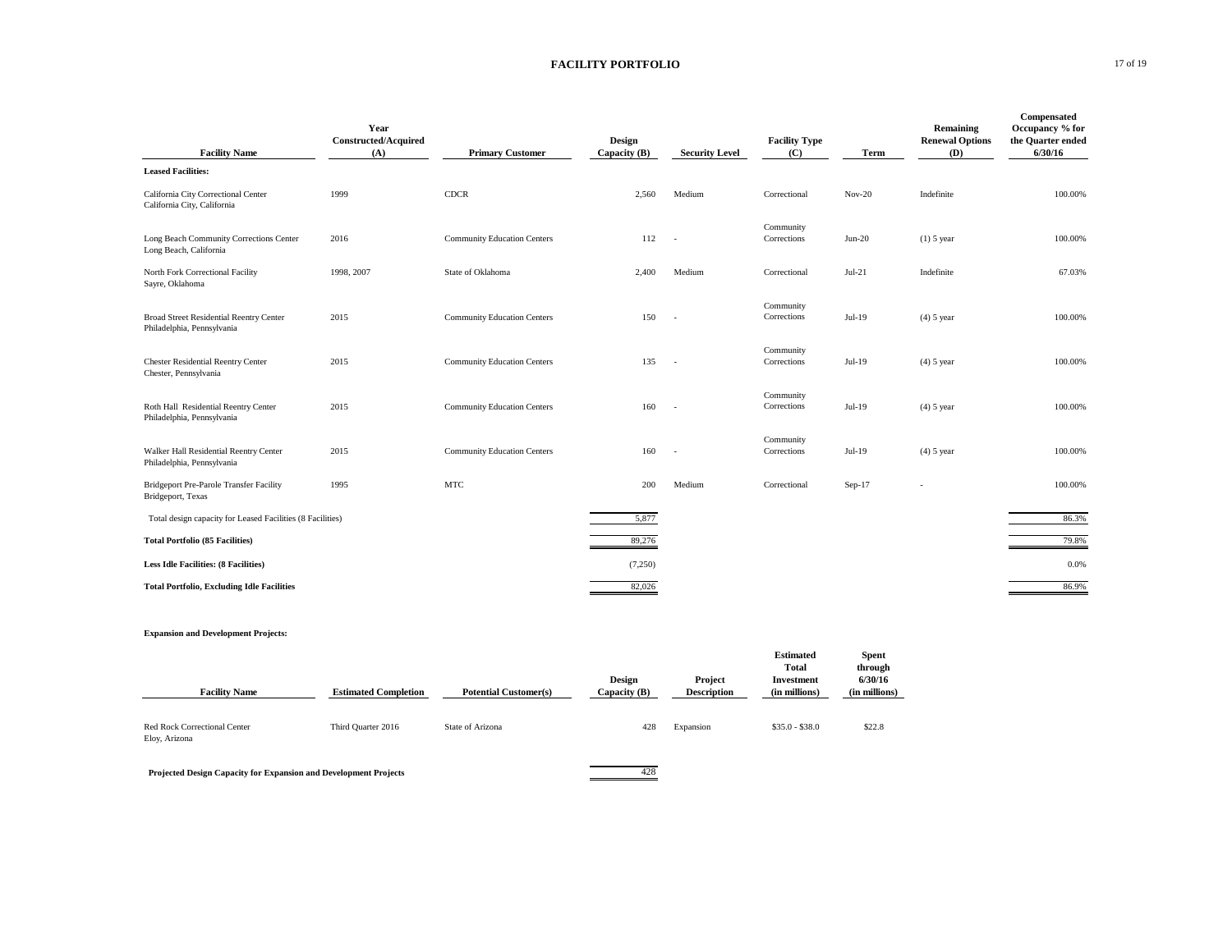## FACILITY PORTFOLIO

| Facility Name | Year Constructed/Acquired (A) | Primary Customer | Design Capacity (B) | Security Level | Facility Type (C) | Term | Remaining Renewal Options (D) | Compensated Occupancy % for the Quarter ended 6/30/16 |
|---|---|---|---|---|---|---|---|---|
| **Leased Facilities:** | | | | | | | | |
| California City Correctional Center California City, California | 1999 | CDCR | 2,560 | Medium | Correctional | Nov-20 | Indefinite | 100.00% |
| Long Beach Community Corrections Center Long Beach, California | 2016 | Community Education Centers | 112 | - | Community Corrections | Jun-20 | (1) 5 year | 100.00% |
| North Fork Correctional Facility Sayre, Oklahoma | 1998, 2007 | State of Oklahoma | 2,400 | Medium | Correctional | Jul-21 | Indefinite | 67.03% |
| Broad Street Residential Reentry Center Philadelphia, Pennsylvania | 2015 | Community Education Centers | 150 | - | Community Corrections | Jul-19 | (4) 5 year | 100.00% |
| Chester Residential Reentry Center Chester, Pennsylvania | 2015 | Community Education Centers | 135 | - | Community Corrections | Jul-19 | (4) 5 year | 100.00% |
| Roth Hall Residential Reentry Center Philadelphia, Pennsylvania | 2015 | Community Education Centers | 160 | - | Community Corrections | Jul-19 | (4) 5 year | 100.00% |
| Walker Hall Residential Reentry Center Philadelphia, Pennsylvania | 2015 | Community Education Centers | 160 | - | Community Corrections | Jul-19 | (4) 5 year | 100.00% |
| Bridgeport Pre-Parole Transfer Facility Bridgeport, Texas | 1995 | MTC | 200 | Medium | Correctional | Sep-17 | - | 100.00% |
| Total design capacity for Leased Facilities (8 Facilities) | | | 5,877 | | | | | 86.3% |
| **Total Portfolio (85 Facilities)** | | | 89,276 | | | | | 79.8% |
| **Less Idle Facilities: (8 Facilities)** | | | (7,250) | | | | | 0.0% |
| **Total Portfolio, Excluding Idle Facilities** | | | 82,026 | | | | | 86.9% |

**Expansion and Development Projects:**

| Facility Name | Estimated Completion | Potential Customer(s) | Design Capacity (B) | Project Description | Estimated Total Investment (in millions) | Spent through 6/30/16 (in millions) |
|---|---|---|---|---|---|---|
| Red Rock Correctional Center Eloy, Arizona | Third Quarter 2016 | State of Arizona | 428 | Expansion | $35.0 - $38.0 | $22.8 |
| **Projected Design Capacity for Expansion and Development Projects** | | | 428 | | | |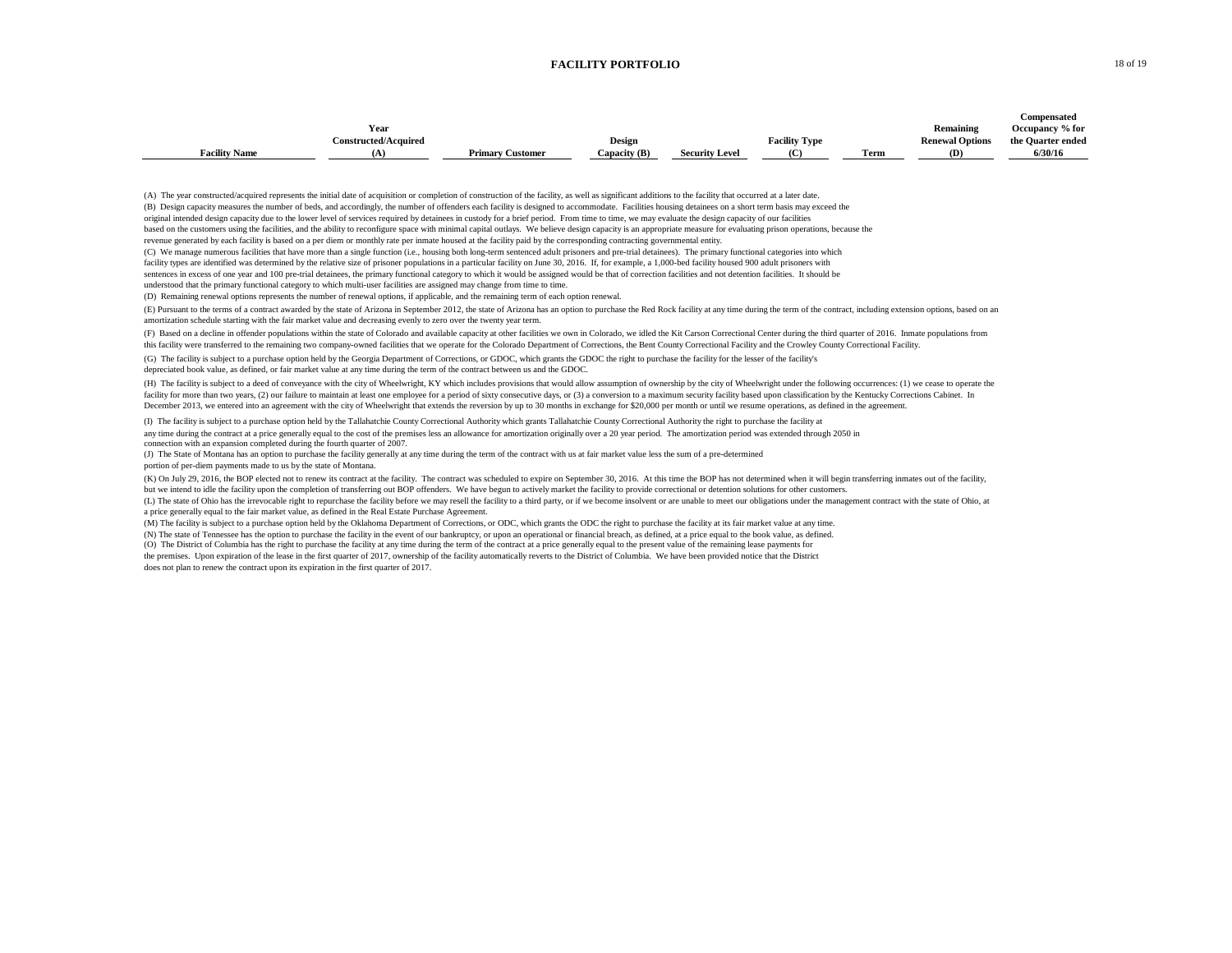## FACILITY PORTFOLIO

| Facility Name | Year Constructed/Acquired (A) | Primary Customer | Design Capacity (B) | Security Level | Facility Type (C) | Term | Remaining Renewal Options (D) | Compensated Occupancy % for the Quarter ended 6/30/16 |
|---|---|---|---|---|---|---|---|---|

(A) The year constructed/acquired represents the initial date of acquisition or completion of construction of the facility, as well as significant additions to the facility that occurred at a later date.

(B) Design capacity measures the number of beds, and accordingly, the number of offenders each facility is designed to accommodate. Facilities housing detainees on a short term basis may exceed the original intended design capacity due to the lower level of services required by detainees in custody for a brief period. From time to time, we may evaluate the design capacity of our facilities based on the customers using the facilities, and the ability to reconfigure space with minimal capital outlays. We believe design capacity is an appropriate measure for evaluating prison operations, because the revenue generated by each facility is based on a per diem or monthly rate per inmate housed at the facility paid by the corresponding contracting governmental entity.

(C) We manage numerous facilities that have more than a single function (i.e., housing both long-term sentenced adult prisoners and pre-trial detainees). The primary functional categories into which facility types are identified was determined by the relative size of prisoner populations in a particular facility on June 30, 2016. If, for example, a 1,000-bed facility housed 900 adult prisoners with sentences in excess of one year and 100 pre-trial detainees, the primary functional category to which it would be assigned would be that of correction facilities and not detention facilities. It should be understood that the primary functional category to which multi-user facilities are assigned may change from time to time.

(D) Remaining renewal options represents the number of renewal options, if applicable, and the remaining term of each option renewal.

(E) Pursuant to the terms of a contract awarded by the state of Arizona in September 2012, the state of Arizona has an option to purchase the Red Rock facility at any time during the term of the contract, including extension options, based on an amortization schedule starting with the fair market value and decreasing evenly to zero over the twenty year term.

(F) Based on a decline in offender populations within the state of Colorado and available capacity at other facilities we own in Colorado, we idled the Kit Carson Correctional Center during the third quarter of 2016. Inmate populations from this facility were transferred to the remaining two company-owned facilities that we operate for the Colorado Department of Corrections, the Bent County Correctional Facility and the Crowley County Correctional Facility.

(G) The facility is subject to a purchase option held by the Georgia Department of Corrections, or GDOC, which grants the GDOC the right to purchase the facility for the lesser of the facility's depreciated book value, as defined, or fair market value at any time during the term of the contract between us and the GDOC.

(H) The facility is subject to a deed of conveyance with the city of Wheelwright, KY which includes provisions that would allow assumption of ownership by the city of Wheelwright under the following occurrences: (1) we cease to operate the facility for more than two years, (2) our failure to maintain at least one employee for a period of sixty consecutive days, or (3) a conversion to a maximum security facility based upon classification by the Kentucky Corrections Cabinet. In December 2013, we entered into an agreement with the city of Wheelwright that extends the reversion by up to 30 months in exchange for $20,000 per month or until we resume operations, as defined in the agreement.

(I) The facility is subject to a purchase option held by the Tallahatchie County Correctional Authority which grants Tallahatchie County Correctional Authority the right to purchase the facility at any time during the contract at a price generally equal to the cost of the premises less an allowance for amortization originally over a 20 year period. The amortization period was extended through 2050 in connection with an expansion completed during the fourth quarter of 2007.

(J) The State of Montana has an option to purchase the facility generally at any time during the term of the contract with us at fair market value less the sum of a pre-determined portion of per-diem payments made to us by the state of Montana.

(K) On July 29, 2016, the BOP elected not to renew its contract at the facility. The contract was scheduled to expire on September 30, 2016. At this time the BOP has not determined when it will begin transferring inmates out of the facility, but we intend to idle the facility upon the completion of transferring out BOP offenders. We have begun to actively market the facility to provide correctional or detention solutions for other customers.

(L) The state of Ohio has the irrevocable right to repurchase the facility before we may resell the facility to a third party, or if we become insolvent or are unable to meet our obligations under the management contract with the state of Ohio, at a price generally equal to the fair market value, as defined in the Real Estate Purchase Agreement.

(M) The facility is subject to a purchase option held by the Oklahoma Department of Corrections, or ODC, which grants the ODC the right to purchase the facility at its fair market value at any time.

(N) The state of Tennessee has the option to purchase the facility in the event of our bankruptcy, or upon an operational or financial breach, as defined, at a price equal to the book value, as defined.

(O) The District of Columbia has the right to purchase the facility at any time during the term of the contract at a price generally equal to the present value of the remaining lease payments for the premises. Upon expiration of the lease in the first quarter of 2017, ownership of the facility automatically reverts to the District of Columbia. We have been provided notice that the District does not plan to renew the contract upon its expiration in the first quarter of 2017.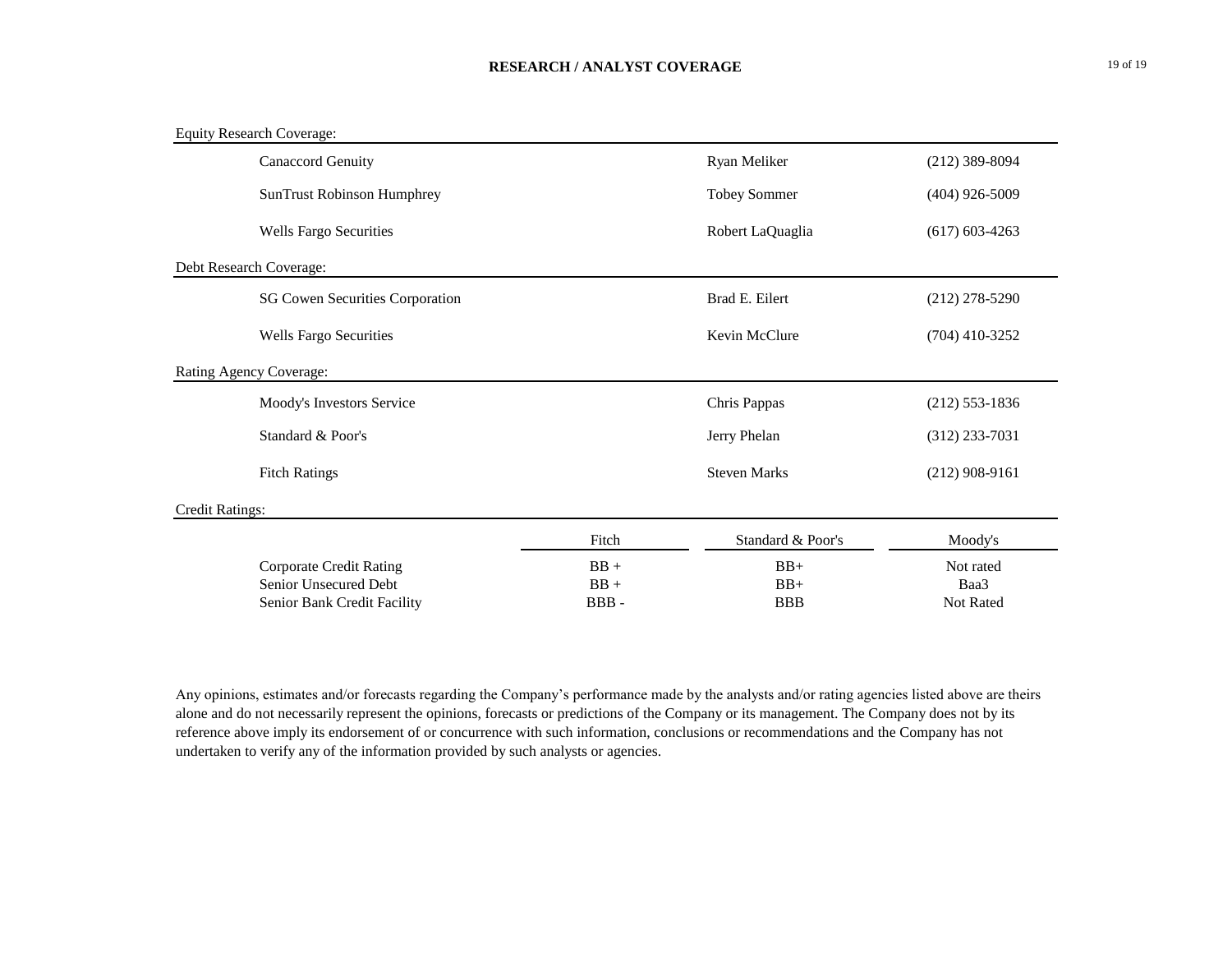## RESEARCH / ANALYST COVERAGE

Equity Research Coverage:

| | | |
|---|---|---|
| Canaccord Genuity | Ryan Meliker | (212) 389-8094 |
| SunTrust Robinson Humphrey | Tobey Sommer | (404) 926-5009 |
| Wells Fargo Securities | Robert LaQuaglia | (617) 603-4263 |

Debt Research Coverage:

| | | |
|---|---|---|
| SG Cowen Securities Corporation | Brad E. Eilert | (212) 278-5290 |
| Wells Fargo Securities | Kevin McClure | (704) 410-3252 |

Rating Agency Coverage:

| | | |
|---|---|---|
| Moody's Investors Service | Chris Pappas | (212) 553-1836 |
| Standard & Poor's | Jerry Phelan | (312) 233-7031 |
| Fitch Ratings | Steven Marks | (212) 908-9161 |

Credit Ratings:

| | Fitch | Standard & Poor's | Moody's |
|---|---|---|---|
| Corporate Credit Rating | BB + | BB+ | Not rated |
| Senior Unsecured Debt | BB + | BB+ | Baa3 |
| Senior Bank Credit Facility | BBB - | BBB | Not Rated |

Any opinions, estimates and/or forecasts regarding the Company's performance made by the analysts and/or rating agencies listed above are theirs alone and do not necessarily represent the opinions, forecasts or predictions of the Company or its management. The Company does not by its reference above imply its endorsement of or concurrence with such information, conclusions or recommendations and the Company has not undertaken to verify any of the information provided by such analysts or agencies.